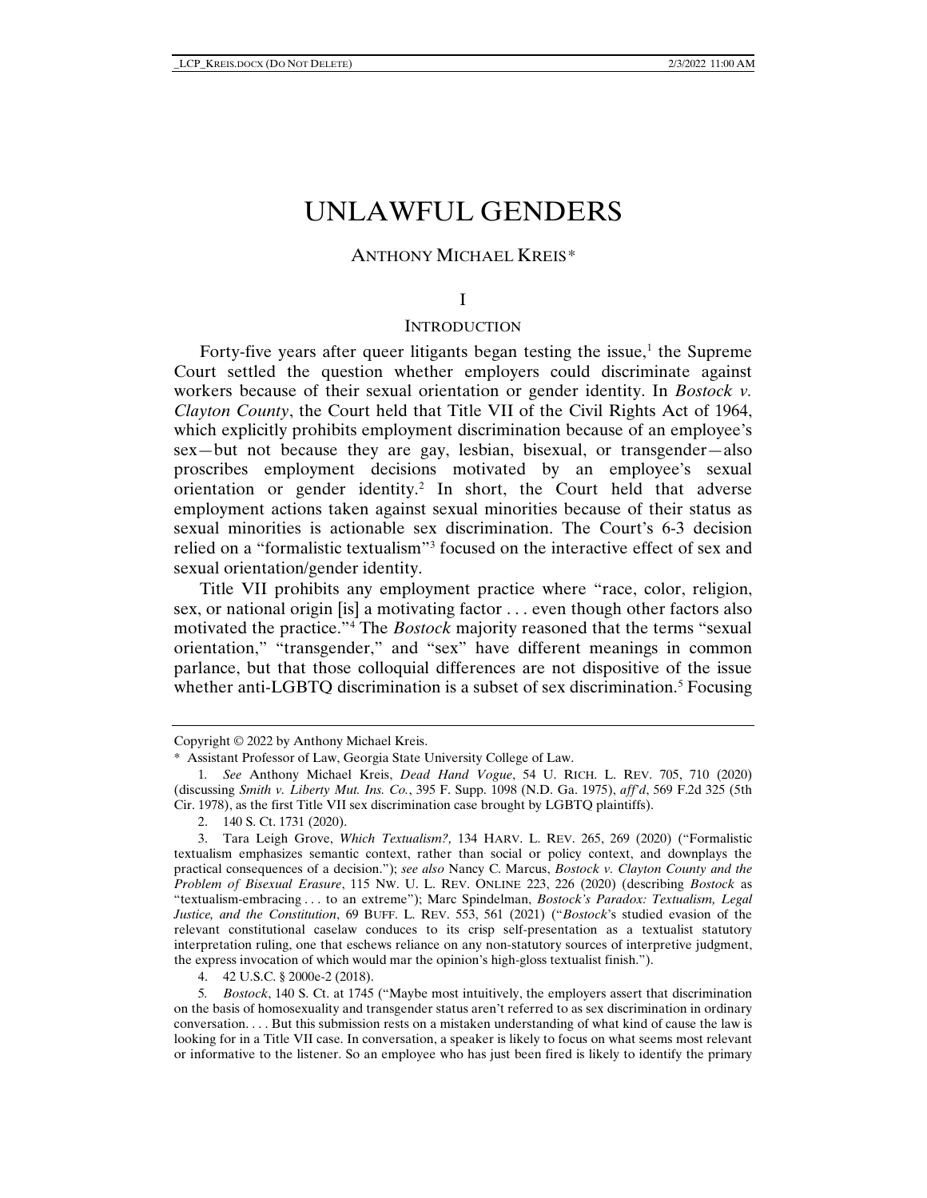# UNLAWFUL GENDERS

ANTHONY MICHAEL KREIS*

## I

## INTRODUCTION

Forty-five years after queer litigants began testing the issue,[1] the Supreme Court settled the question whether employers could discriminate against workers because of their sexual orientation or gender identity. In *Bostock v. Clayton County*, the Court held that Title VII of the Civil Rights Act of 1964, which explicitly prohibits employment discrimination because of an employee's sex—but not because they are gay, lesbian, bisexual, or transgender—also proscribes employment decisions motivated by an employee's sexual orientation or gender identity.[2] In short, the Court held that adverse employment actions taken against sexual minorities because of their status as sexual minorities is actionable sex discrimination. The Court's 6-3 decision relied on a "formalistic textualism"[3] focused on the interactive effect of sex and sexual orientation/gender identity.

Title VII prohibits any employment practice where "race, color, religion, sex, or national origin [is] a motivating factor . . . even though other factors also motivated the practice."[4] The *Bostock* majority reasoned that the terms "sexual orientation," "transgender," and "sex" have different meanings in common parlance, but that those colloquial differences are not dispositive of the issue whether anti-LGBTQ discrimination is a subset of sex discrimination.[5] Focusing

---

Copyright © 2022 by Anthony Michael Kreis.

\* Assistant Professor of Law, Georgia State University College of Law.

1. *See* Anthony Michael Kreis, *Dead Hand Vogue*, 54 U. RICH. L. REV. 705, 710 (2020) (discussing *Smith v. Liberty Mut. Ins. Co.*, 395 F. Supp. 1098 (N.D. Ga. 1975), *aff'd*, 569 F.2d 325 (5th Cir. 1978), as the first Title VII sex discrimination case brought by LGBTQ plaintiffs).

2. 140 S. Ct. 1731 (2020).

3. Tara Leigh Grove, *Which Textualism?*, 134 HARV. L. REV. 265, 269 (2020) ("Formalistic textualism emphasizes semantic context, rather than social or policy context, and downplays the practical consequences of a decision."); *see also* Nancy C. Marcus, *Bostock v. Clayton County and the Problem of Bisexual Erasure*, 115 NW. U. L. REV. ONLINE 223, 226 (2020) (describing *Bostock* as "textualism-embracing . . . to an extreme"); Marc Spindelman, *Bostock's Paradox: Textualism, Legal Justice, and the Constitution*, 69 BUFF. L. REV. 553, 561 (2021) ("*Bostock*'s studied evasion of the relevant constitutional caselaw conduces to its crisp self-presentation as a textualist statutory interpretation ruling, one that eschews reliance on any non-statutory sources of interpretive judgment, the express invocation of which would mar the opinion's high-gloss textualist finish.").

4. 42 U.S.C. § 2000e-2 (2018).

5. *Bostock*, 140 S. Ct. at 1745 ("Maybe most intuitively, the employers assert that discrimination on the basis of homosexuality and transgender status aren't referred to as sex discrimination in ordinary conversation. . . . But this submission rests on a mistaken understanding of what kind of cause the law is looking for in a Title VII case. In conversation, a speaker is likely to focus on what seems most relevant or informative to the listener. So an employee who has just been fired is likely to identify the primary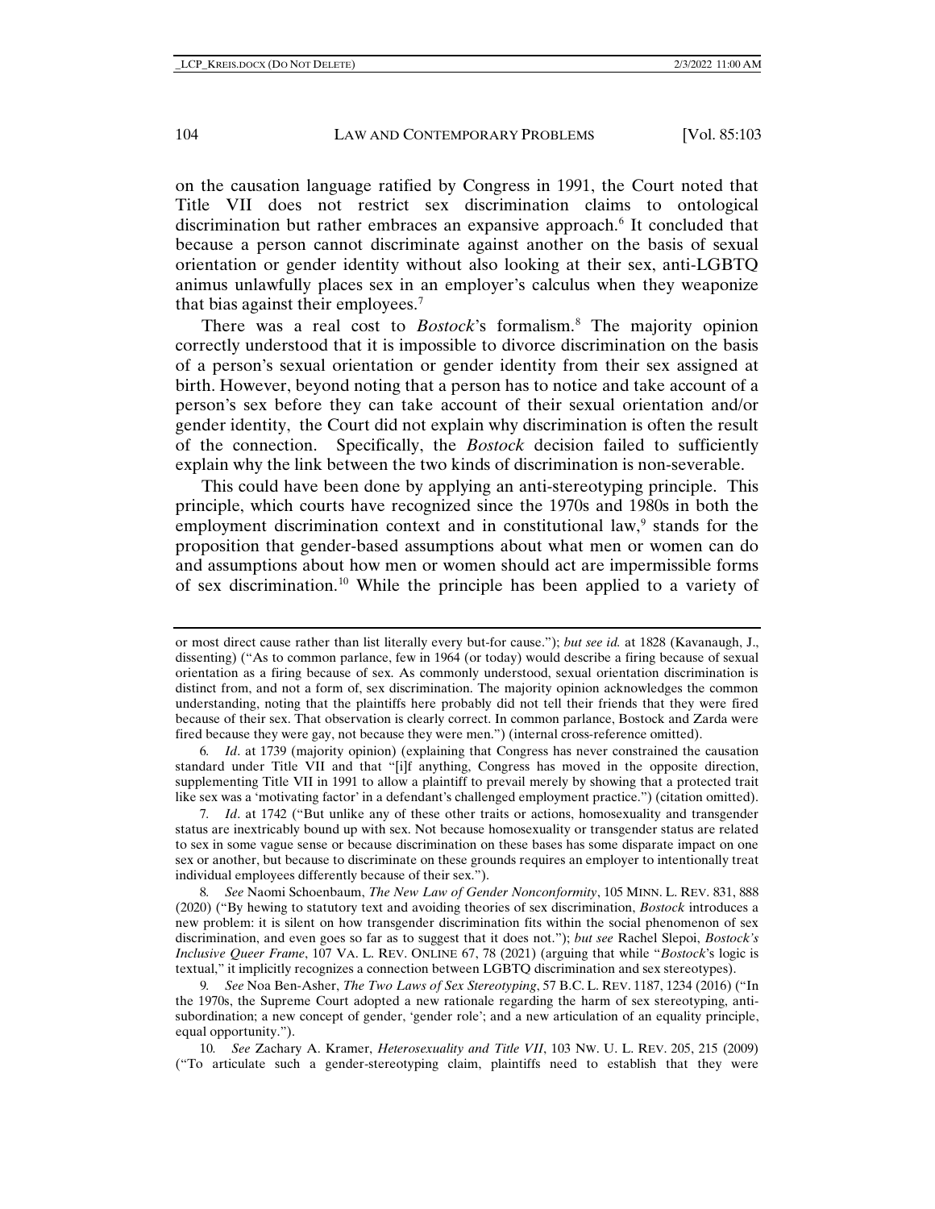on the causation language ratified by Congress in 1991, the Court noted that Title VII does not restrict sex discrimination claims to ontological discrimination but rather embraces an expansive approach.[6] It concluded that because a person cannot discriminate against another on the basis of sexual orientation or gender identity without also looking at their sex, anti-LGBTQ animus unlawfully places sex in an employer's calculus when they weaponize that bias against their employees.[7]

There was a real cost to *Bostock*'s formalism.[8] The majority opinion correctly understood that it is impossible to divorce discrimination on the basis of a person's sexual orientation or gender identity from their sex assigned at birth. However, beyond noting that a person has to notice and take account of a person's sex before they can take account of their sexual orientation and/or gender identity, the Court did not explain why discrimination is often the result of the connection. Specifically, the *Bostock* decision failed to sufficiently explain why the link between the two kinds of discrimination is non-severable.

This could have been done by applying an anti-stereotyping principle. This principle, which courts have recognized since the 1970s and 1980s in both the employment discrimination context and in constitutional law,[9] stands for the proposition that gender-based assumptions about what men or women can do and assumptions about how men or women should act are impermissible forms of sex discrimination.[10] While the principle has been applied to a variety of

---

or most direct cause rather than list literally every but-for cause."); *but see id.* at 1828 (Kavanaugh, J., dissenting) ("As to common parlance, few in 1964 (or today) would describe a firing because of sexual orientation as a firing because of sex. As commonly understood, sexual orientation discrimination is distinct from, and not a form of, sex discrimination. The majority opinion acknowledges the common understanding, noting that the plaintiffs here probably did not tell their friends that they were fired because of their sex. That observation is clearly correct. In common parlance, Bostock and Zarda were fired because they were gay, not because they were men.") (internal cross-reference omitted).

6. *Id*. at 1739 (majority opinion) (explaining that Congress has never constrained the causation standard under Title VII and that "[i]f anything, Congress has moved in the opposite direction, supplementing Title VII in 1991 to allow a plaintiff to prevail merely by showing that a protected trait like sex was a 'motivating factor' in a defendant's challenged employment practice.") (citation omitted).

7. *Id*. at 1742 ("But unlike any of these other traits or actions, homosexuality and transgender status are inextricably bound up with sex. Not because homosexuality or transgender status are related to sex in some vague sense or because discrimination on these bases has some disparate impact on one sex or another, but because to discriminate on these grounds requires an employer to intentionally treat individual employees differently because of their sex.").

8. *See* Naomi Schoenbaum, *The New Law of Gender Nonconformity*, 105 MINN. L. REV. 831, 888 (2020) ("By hewing to statutory text and avoiding theories of sex discrimination, *Bostock* introduces a new problem: it is silent on how transgender discrimination fits within the social phenomenon of sex discrimination, and even goes so far as to suggest that it does not."); *but see* Rachel Slepoi, *Bostock's Inclusive Queer Frame*, 107 VA. L. REV. ONLINE 67, 78 (2021) (arguing that while "*Bostock*'s logic is textual," it implicitly recognizes a connection between LGBTQ discrimination and sex stereotypes).

9. *See* Noa Ben-Asher, *The Two Laws of Sex Stereotyping*, 57 B.C. L. REV. 1187, 1234 (2016) ("In the 1970s, the Supreme Court adopted a new rationale regarding the harm of sex stereotyping, anti-subordination; a new concept of gender, 'gender role'; and a new articulation of an equality principle, equal opportunity.").

10. *See* Zachary A. Kramer, *Heterosexuality and Title VII*, 103 NW. U. L. REV. 205, 215 (2009) ("To articulate such a gender-stereotyping claim, plaintiffs need to establish that they were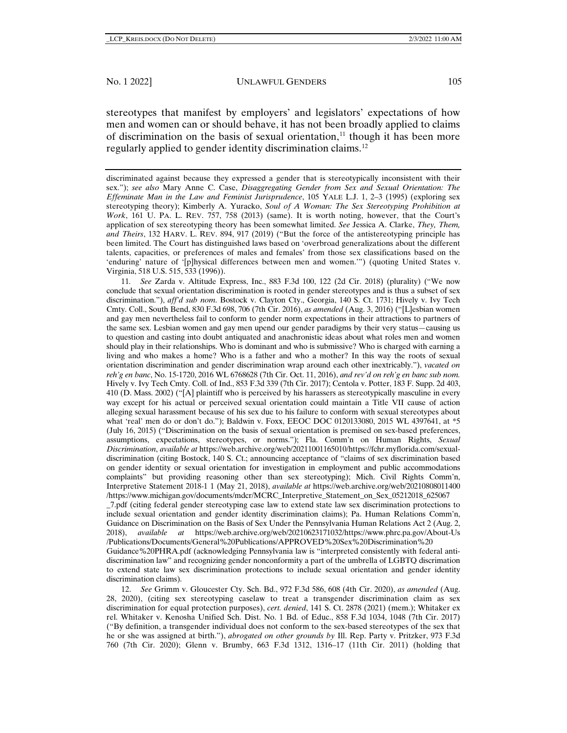stereotypes that manifest by employers' and legislators' expectations of how men and women can or should behave, it has not been broadly applied to claims of discrimination on the basis of sexual orientation,[11] though it has been more regularly applied to gender identity discrimination claims.[12]

---

discriminated against because they expressed a gender that is stereotypically inconsistent with their sex."); *see also* Mary Anne C. Case, *Disaggregating Gender from Sex and Sexual Orientation: The Effeminate Man in the Law and Feminist Jurisprudence*, 105 YALE L.J. 1, 2–3 (1995) (exploring sex stereotyping theory); Kimberly A. Yuracko, *Soul of A Woman: The Sex Stereotyping Prohibition at Work*, 161 U. PA. L. REV. 757, 758 (2013) (same). It is worth noting, however, that the Court's application of sex stereotyping theory has been somewhat limited. *See* Jessica A. Clarke, *They, Them, and Theirs*, 132 HARV. L. REV. 894, 917 (2019) ("But the force of the antistereotyping principle has been limited. The Court has distinguished laws based on 'overbroad generalizations about the different talents, capacities, or preferences of males and females' from those sex classifications based on the 'enduring' nature of '[p]hysical differences between men and women.'") (quoting United States v. Virginia, 518 U.S. 515, 533 (1996)).

11. *See* Zarda v. Altitude Express, Inc., 883 F.3d 100, 122 (2d Cir. 2018) (plurality) ("We now conclude that sexual orientation discrimination is rooted in gender stereotypes and is thus a subset of sex discrimination."), *aff'd sub nom.* Bostock v. Clayton Cty., Georgia, 140 S. Ct. 1731; Hively v. Ivy Tech Cmty. Coll., South Bend, 830 F.3d 698, 706 (7th Cir. 2016), *as amended* (Aug. 3, 2016) ("[L]esbian women and gay men nevertheless fail to conform to gender norm expectations in their attractions to partners of the same sex. Lesbian women and gay men upend our gender paradigms by their very status—causing us to question and casting into doubt antiquated and anachronistic ideas about what roles men and women should play in their relationships. Who is dominant and who is submissive? Who is charged with earning a living and who makes a home? Who is a father and who a mother? In this way the roots of sexual orientation discrimination and gender discrimination wrap around each other inextricably."), *vacated on reh'g en banc*, No. 15-1720, 2016 WL 6768628 (7th Cir. Oct. 11, 2016), *and rev'd on reh'g en banc sub nom.* Hively v. Ivy Tech Cmty. Coll. of Ind., 853 F.3d 339 (7th Cir. 2017); Centola v. Potter, 183 F. Supp. 2d 403, 410 (D. Mass. 2002) ("[A] plaintiff who is perceived by his harassers as stereotypically masculine in every way except for his actual or perceived sexual orientation could maintain a Title VII cause of action alleging sexual harassment because of his sex due to his failure to conform with sexual stereotypes about what 'real' men do or don't do."); Baldwin v. Foxx, EEOC DOC 0120133080, 2015 WL 4397641, at *5 (July 16, 2015) ("Discrimination on the basis of sexual orientation is premised on sex-based preferences, assumptions, expectations, stereotypes, or norms."); Fla. Comm'n on Human Rights, *Sexual Discrimination*, *available at* https://web.archive.org/web/20211001165010/https://fchr.myflorida.com/sexual-discrimination (citing Bostock, 140 S. Ct.; announcing acceptance of "claims of sex discrimination based on gender identity or sexual orientation for investigation in employment and public accommodations complaints" but providing reasoning other than sex stereotyping); Mich. Civil Rights Comm'n, Interpretive Statement 2018-1 1 (May 21, 2018), *available at* https://web.archive.org/web/20210808011400/https://www.michigan.gov/documents/mdcr/MCRC_Interpretive_Statement_on_Sex_05212018_625067_7.pdf (citing federal gender stereotyping case law to extend state law sex discrimination protections to include sexual orientation and gender identity discrimination claims); Pa. Human Relations Comm'n, Guidance on Discrimination on the Basis of Sex Under the Pennsylvania Human Relations Act 2 (Aug. 2, 2018), *available at* https://web.archive.org/web/20210623171032/https://www.phrc.pa.gov/About-Us/Publications/Documents/General%20Publications/APPROVED%20Sex%20Discrimination%20Guidance%20PHRA.pdf (acknowledging Pennsylvania law is "interpreted consistently with federal anti-discrimination law" and recognizing gender nonconformity a part of the umbrella of LGBTQ discrimation to extend state law sex discrimination protections to include sexual orientation and gender identity discrimination claims).

12. *See* Grimm v. Gloucester Cty. Sch. Bd., 972 F.3d 586, 608 (4th Cir. 2020), *as amended* (Aug. 28, 2020), (citing sex stereotyping caselaw to treat a transgender discrimination claim as sex discrimination for equal protection purposes), *cert. denied*, 141 S. Ct. 2878 (2021) (mem.); Whitaker ex rel. Whitaker v. Kenosha Unified Sch. Dist. No. 1 Bd. of Educ., 858 F.3d 1034, 1048 (7th Cir. 2017) ("By definition, a transgender individual does not conform to the sex-based stereotypes of the sex that he or she was assigned at birth."), *abrogated on other grounds by* Ill. Rep. Party v. Pritzker, 973 F.3d 760 (7th Cir. 2020); Glenn v. Brumby, 663 F.3d 1312, 1316–17 (11th Cir. 2011) (holding that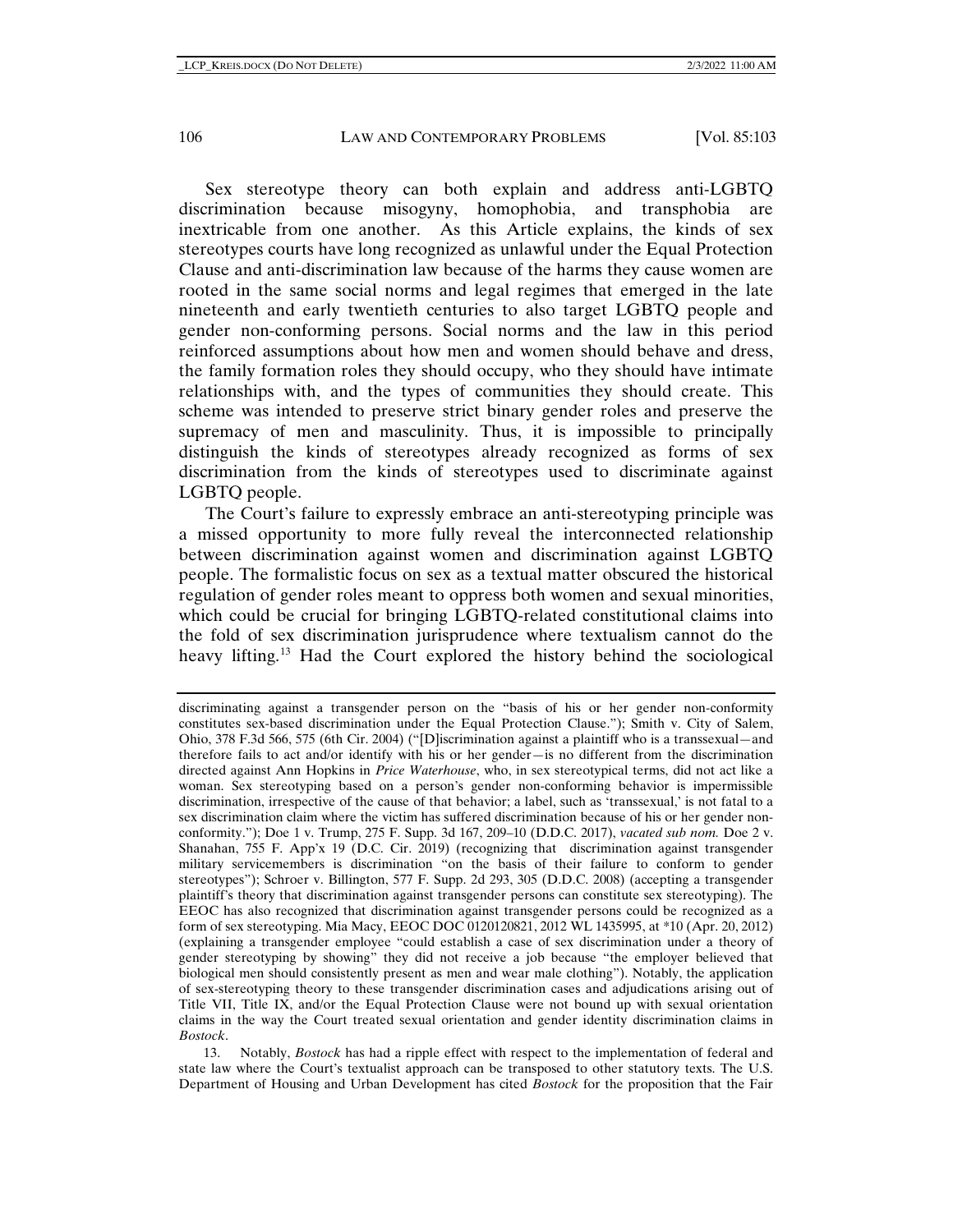Sex stereotype theory can both explain and address anti-LGBTQ discrimination because misogyny, homophobia, and transphobia are inextricable from one another. As this Article explains, the kinds of sex stereotypes courts have long recognized as unlawful under the Equal Protection Clause and anti-discrimination law because of the harms they cause women are rooted in the same social norms and legal regimes that emerged in the late nineteenth and early twentieth centuries to also target LGBTQ people and gender non-conforming persons. Social norms and the law in this period reinforced assumptions about how men and women should behave and dress, the family formation roles they should occupy, who they should have intimate relationships with, and the types of communities they should create. This scheme was intended to preserve strict binary gender roles and preserve the supremacy of men and masculinity. Thus, it is impossible to principally distinguish the kinds of stereotypes already recognized as forms of sex discrimination from the kinds of stereotypes used to discriminate against LGBTQ people.

The Court's failure to expressly embrace an anti-stereotyping principle was a missed opportunity to more fully reveal the interconnected relationship between discrimination against women and discrimination against LGBTQ people. The formalistic focus on sex as a textual matter obscured the historical regulation of gender roles meant to oppress both women and sexual minorities, which could be crucial for bringing LGBTQ-related constitutional claims into the fold of sex discrimination jurisprudence where textualism cannot do the heavy lifting.[13] Had the Court explored the history behind the sociological

---

discriminating against a transgender person on the "basis of his or her gender non-conformity constitutes sex-based discrimination under the Equal Protection Clause."); Smith v. City of Salem, Ohio, 378 F.3d 566, 575 (6th Cir. 2004) ("[D]iscrimination against a plaintiff who is a transsexual—and therefore fails to act and/or identify with his or her gender—is no different from the discrimination directed against Ann Hopkins in *Price Waterhouse*, who, in sex stereotypical terms, did not act like a woman. Sex stereotyping based on a person's gender non-conforming behavior is impermissible discrimination, irrespective of the cause of that behavior; a label, such as 'transsexual,' is not fatal to a sex discrimination claim where the victim has suffered discrimination because of his or her gender non-conformity."); Doe 1 v. Trump, 275 F. Supp. 3d 167, 209–10 (D.D.C. 2017), *vacated sub nom.* Doe 2 v. Shanahan, 755 F. App'x 19 (D.C. Cir. 2019) (recognizing that discrimination against transgender military servicemembers is discrimination "on the basis of their failure to conform to gender stereotypes"); Schroer v. Billington, 577 F. Supp. 2d 293, 305 (D.D.C. 2008) (accepting a transgender plaintiff's theory that discrimination against transgender persons can constitute sex stereotyping). The EEOC has also recognized that discrimination against transgender persons could be recognized as a form of sex stereotyping. Mia Macy, EEOC DOC 0120120821, 2012 WL 1435995, at *10 (Apr. 20, 2012) (explaining a transgender employee "could establish a case of sex discrimination under a theory of gender stereotyping by showing" they did not receive a job because "the employer believed that biological men should consistently present as men and wear male clothing"). Notably, the application of sex-stereotyping theory to these transgender discrimination cases and adjudications arising out of Title VII, Title IX, and/or the Equal Protection Clause were not bound up with sexual orientation claims in the way the Court treated sexual orientation and gender identity discrimination claims in *Bostock*.

13. Notably, *Bostock* has had a ripple effect with respect to the implementation of federal and state law where the Court's textualist approach can be transposed to other statutory texts. The U.S. Department of Housing and Urban Development has cited *Bostock* for the proposition that the Fair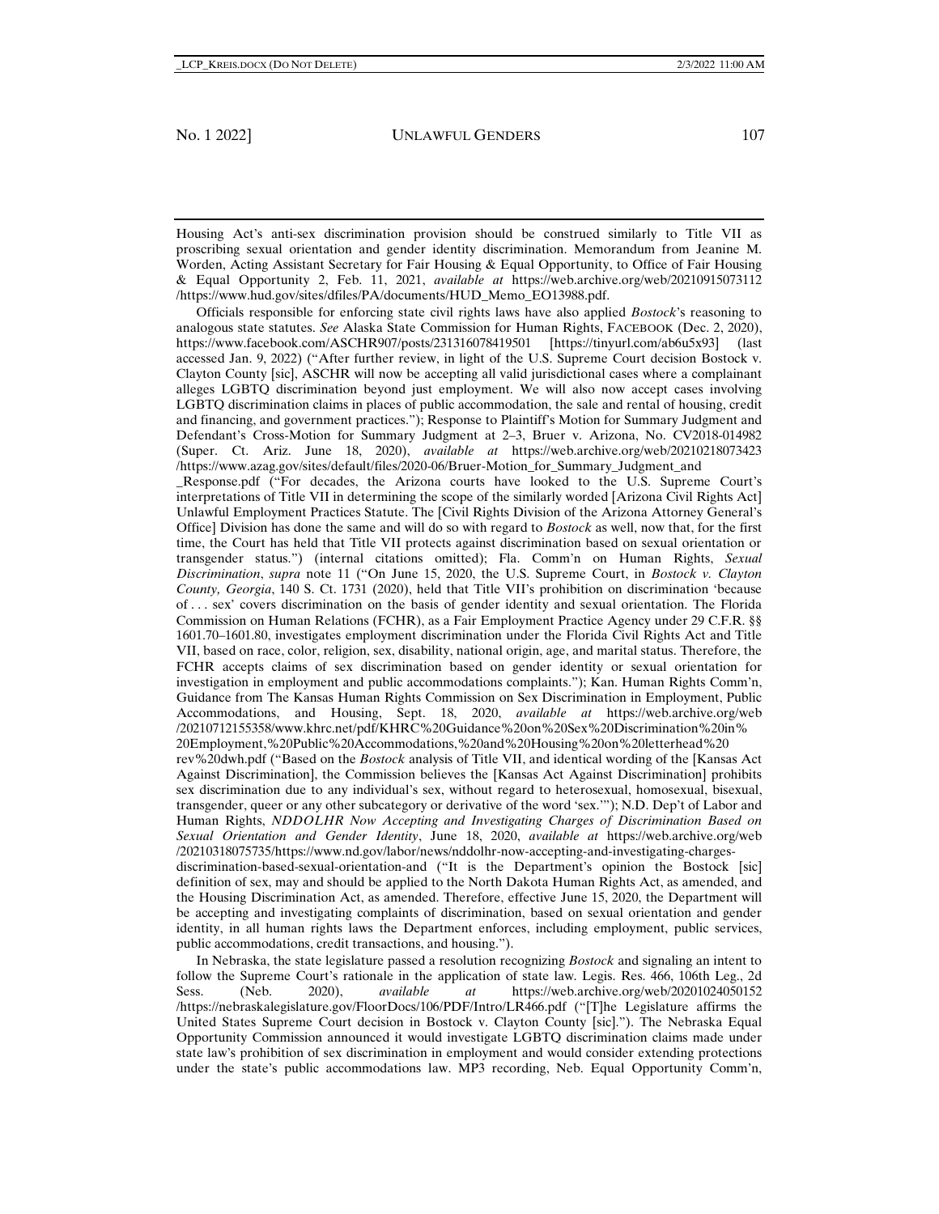Housing Act's anti-sex discrimination provision should be construed similarly to Title VII as proscribing sexual orientation and gender identity discrimination. Memorandum from Jeanine M. Worden, Acting Assistant Secretary for Fair Housing & Equal Opportunity, to Office of Fair Housing & Equal Opportunity 2, Feb. 11, 2021, *available at* https://web.archive.org/web/20210915073112/https://www.hud.gov/sites/dfiles/PA/documents/HUD_Memo_EO13988.pdf.

Officials responsible for enforcing state civil rights laws have also applied *Bostock*'s reasoning to analogous state statutes. *See* Alaska State Commission for Human Rights, FACEBOOK (Dec. 2, 2020), https://www.facebook.com/ASCHR907/posts/231316078419501 [https://tinyurl.com/ab6u5x93] (last accessed Jan. 9, 2022) ("After further review, in light of the U.S. Supreme Court decision Bostock v. Clayton County [sic], ASCHR will now be accepting all valid jurisdictional cases where a complainant alleges LGBTQ discrimination beyond just employment. We will also now accept cases involving LGBTQ discrimination claims in places of public accommodation, the sale and rental of housing, credit and financing, and government practices."); Response to Plaintiff's Motion for Summary Judgment and Defendant's Cross-Motion for Summary Judgment at 2–3, Bruer v. Arizona, No. CV2018-014982 (Super. Ct. Ariz. June 18, 2020), *available at* https://web.archive.org/web/20210218073423/https://www.azag.gov/sites/default/files/2020-06/Bruer-Motion_for_Summary_Judgment_and_Response.pdf ("For decades, the Arizona courts have looked to the U.S. Supreme Court's interpretations of Title VII in determining the scope of the similarly worded [Arizona Civil Rights Act] Unlawful Employment Practices Statute. The [Civil Rights Division of the Arizona Attorney General's Office] Division has done the same and will do so with regard to *Bostock* as well, now that, for the first time, the Court has held that Title VII protects against discrimination based on sexual orientation or transgender status.") (internal citations omitted); Fla. Comm'n on Human Rights, *Sexual Discrimination*, *supra* note 11 ("On June 15, 2020, the U.S. Supreme Court, in *Bostock v. Clayton County, Georgia*, 140 S. Ct. 1731 (2020), held that Title VII's prohibition on discrimination 'because of . . . sex' covers discrimination on the basis of gender identity and sexual orientation. The Florida Commission on Human Relations (FCHR), as a Fair Employment Practice Agency under 29 C.F.R. §§ 1601.70–1601.80, investigates employment discrimination under the Florida Civil Rights Act and Title VII, based on race, color, religion, sex, disability, national origin, age, and marital status. Therefore, the FCHR accepts claims of sex discrimination based on gender identity or sexual orientation for investigation in employment and public accommodations complaints."); Kan. Human Rights Comm'n, Guidance from The Kansas Human Rights Commission on Sex Discrimination in Employment, Public Accommodations, and Housing, Sept. 18, 2020, *available at* https://web.archive.org/web/20210712155358/www.khrc.net/pdf/KHRC%20Guidance%20on%20Sex%20Discrimination%20in%20Employment,%20Public%20Accommodations,%20and%20Housing%20on%20letterhead%20rev%20dwh.pdf ("Based on the *Bostock* analysis of Title VII, and identical wording of the [Kansas Act Against Discrimination], the Commission believes the [Kansas Act Against Discrimination] prohibits sex discrimination due to any individual's sex, without regard to heterosexual, homosexual, bisexual, transgender, queer or any other subcategory or derivative of the word 'sex.'"); N.D. Dep't of Labor and Human Rights, *NDDOLHR Now Accepting and Investigating Charges of Discrimination Based on Sexual Orientation and Gender Identity*, June 18, 2020, *available at* https://web.archive.org/web/20210318075735/https://www.nd.gov/labor/news/nddolhr-now-accepting-and-investigating-charges-discrimination-based-sexual-orientation-and ("It is the Department's opinion the Bostock [sic] definition of sex, may and should be applied to the North Dakota Human Rights Act, as amended, and the Housing Discrimination Act, as amended. Therefore, effective June 15, 2020, the Department will be accepting and investigating complaints of discrimination, based on sexual orientation and gender identity, in all human rights laws the Department enforces, including employment, public services, public accommodations, credit transactions, and housing.").

In Nebraska, the state legislature passed a resolution recognizing *Bostock* and signaling an intent to follow the Supreme Court's rationale in the application of state law. Legis. Res. 466, 106th Leg., 2d Sess. (Neb. 2020), *available at* https://web.archive.org/web/20201024050152/https://nebraskalegislature.gov/FloorDocs/106/PDF/Intro/LR466.pdf ("[T]he Legislature affirms the United States Supreme Court decision in Bostock v. Clayton County [sic]."). The Nebraska Equal Opportunity Commission announced it would investigate LGBTQ discrimination claims made under state law's prohibition of sex discrimination in employment and would consider extending protections under the state's public accommodations law. MP3 recording, Neb. Equal Opportunity Comm'n,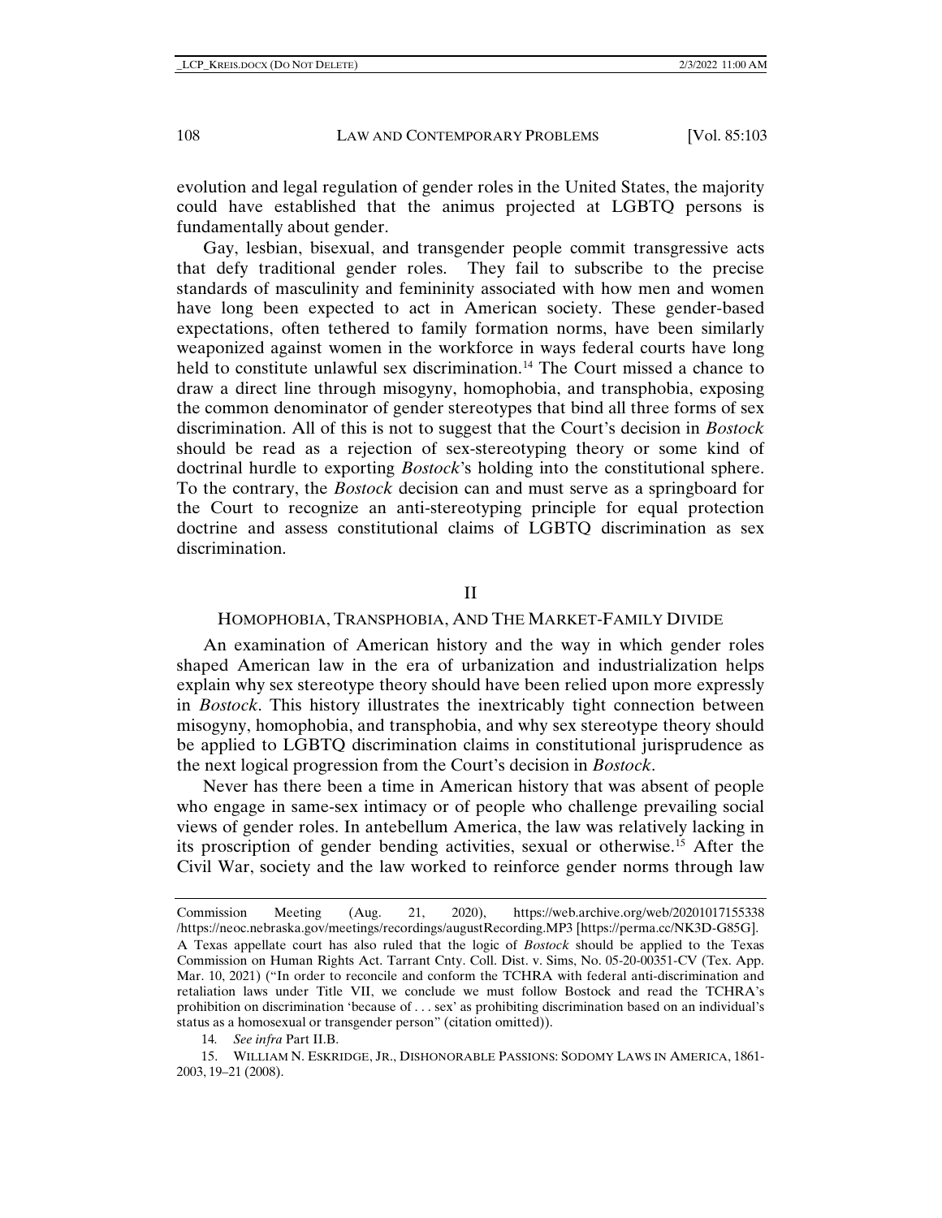evolution and legal regulation of gender roles in the United States, the majority could have established that the animus projected at LGBTQ persons is fundamentally about gender.

Gay, lesbian, bisexual, and transgender people commit transgressive acts that defy traditional gender roles. They fail to subscribe to the precise standards of masculinity and femininity associated with how men and women have long been expected to act in American society. These gender-based expectations, often tethered to family formation norms, have been similarly weaponized against women in the workforce in ways federal courts have long held to constitute unlawful sex discrimination.[14] The Court missed a chance to draw a direct line through misogyny, homophobia, and transphobia, exposing the common denominator of gender stereotypes that bind all three forms of sex discrimination. All of this is not to suggest that the Court's decision in *Bostock* should be read as a rejection of sex-stereotyping theory or some kind of doctrinal hurdle to exporting *Bostock*'s holding into the constitutional sphere. To the contrary, the *Bostock* decision can and must serve as a springboard for the Court to recognize an anti-stereotyping principle for equal protection doctrine and assess constitutional claims of LGBTQ discrimination as sex discrimination.

## II

## HOMOPHOBIA, TRANSPHOBIA, AND THE MARKET-FAMILY DIVIDE

An examination of American history and the way in which gender roles shaped American law in the era of urbanization and industrialization helps explain why sex stereotype theory should have been relied upon more expressly in *Bostock*. This history illustrates the inextricably tight connection between misogyny, homophobia, and transphobia, and why sex stereotype theory should be applied to LGBTQ discrimination claims in constitutional jurisprudence as the next logical progression from the Court's decision in *Bostock*.

Never has there been a time in American history that was absent of people who engage in same-sex intimacy or of people who challenge prevailing social views of gender roles. In antebellum America, the law was relatively lacking in its proscription of gender bending activities, sexual or otherwise.[15] After the Civil War, society and the law worked to reinforce gender norms through law

---

Commission Meeting (Aug. 21, 2020), https://web.archive.org/web/20201017155338/https://neoc.nebraska.gov/meetings/recordings/augustRecording.MP3 [https://perma.cc/NK3D-G85G]. A Texas appellate court has also ruled that the logic of *Bostock* should be applied to the Texas Commission on Human Rights Act. Tarrant Cnty. Coll. Dist. v. Sims, No. 05-20-00351-CV (Tex. App. Mar. 10, 2021) ("In order to reconcile and conform the TCHRA with federal anti-discrimination and retaliation laws under Title VII, we conclude we must follow Bostock and read the TCHRA's prohibition on discrimination 'because of . . . sex' as prohibiting discrimination based on an individual's status as a homosexual or transgender person" (citation omitted)).

14. *See infra* Part II.B.

15. WILLIAM N. ESKRIDGE, JR., DISHONORABLE PASSIONS: SODOMY LAWS IN AMERICA, 1861-2003, 19–21 (2008).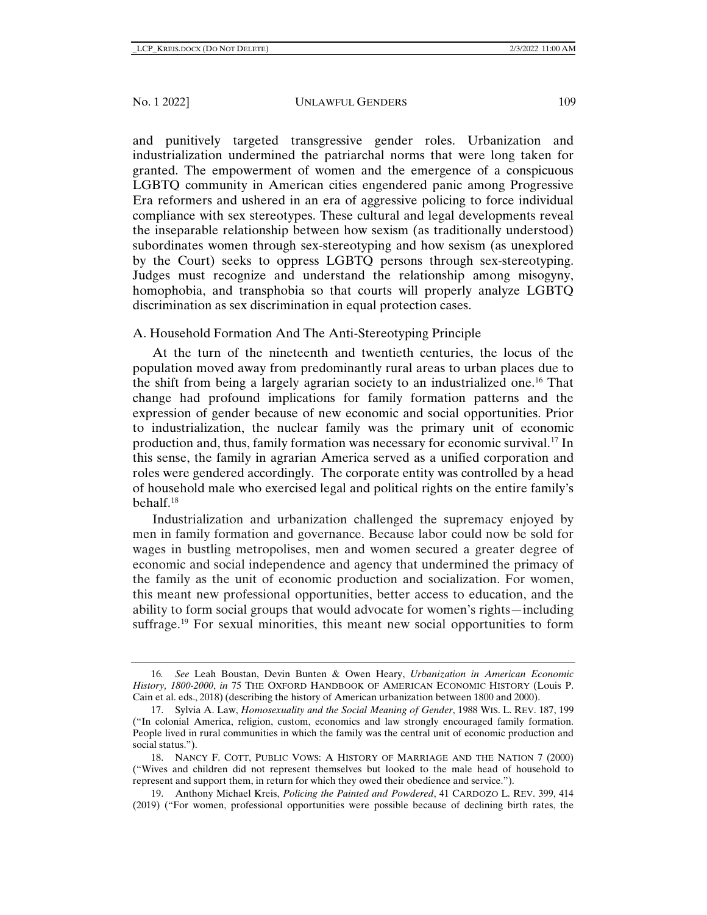and punitively targeted transgressive gender roles. Urbanization and industrialization undermined the patriarchal norms that were long taken for granted. The empowerment of women and the emergence of a conspicuous LGBTQ community in American cities engendered panic among Progressive Era reformers and ushered in an era of aggressive policing to force individual compliance with sex stereotypes. These cultural and legal developments reveal the inseparable relationship between how sexism (as traditionally understood) subordinates women through sex-stereotyping and how sexism (as unexplored by the Court) seeks to oppress LGBTQ persons through sex-stereotyping. Judges must recognize and understand the relationship among misogyny, homophobia, and transphobia so that courts will properly analyze LGBTQ discrimination as sex discrimination in equal protection cases.

### A. Household Formation And The Anti-Stereotyping Principle

At the turn of the nineteenth and twentieth centuries, the locus of the population moved away from predominantly rural areas to urban places due to the shift from being a largely agrarian society to an industrialized one.[16] That change had profound implications for family formation patterns and the expression of gender because of new economic and social opportunities. Prior to industrialization, the nuclear family was the primary unit of economic production and, thus, family formation was necessary for economic survival.[17] In this sense, the family in agrarian America served as a unified corporation and roles were gendered accordingly. The corporate entity was controlled by a head of household male who exercised legal and political rights on the entire family's behalf.[18]

Industrialization and urbanization challenged the supremacy enjoyed by men in family formation and governance. Because labor could now be sold for wages in bustling metropolises, men and women secured a greater degree of economic and social independence and agency that undermined the primacy of the family as the unit of economic production and socialization. For women, this meant new professional opportunities, better access to education, and the ability to form social groups that would advocate for women's rights—including suffrage.[19] For sexual minorities, this meant new social opportunities to form

---

16. *See* Leah Boustan, Devin Bunten & Owen Heary, *Urbanization in American Economic History, 1800-2000*, *in* 75 THE OXFORD HANDBOOK OF AMERICAN ECONOMIC HISTORY (Louis P. Cain et al. eds., 2018) (describing the history of American urbanization between 1800 and 2000).

17. Sylvia A. Law, *Homosexuality and the Social Meaning of Gender*, 1988 WIS. L. REV. 187, 199 ("In colonial America, religion, custom, economics and law strongly encouraged family formation. People lived in rural communities in which the family was the central unit of economic production and social status.").

18. NANCY F. COTT, PUBLIC VOWS: A HISTORY OF MARRIAGE AND THE NATION 7 (2000) ("Wives and children did not represent themselves but looked to the male head of household to represent and support them, in return for which they owed their obedience and service.").

19. Anthony Michael Kreis, *Policing the Painted and Powdered*, 41 CARDOZO L. REV. 399, 414 (2019) ("For women, professional opportunities were possible because of declining birth rates, the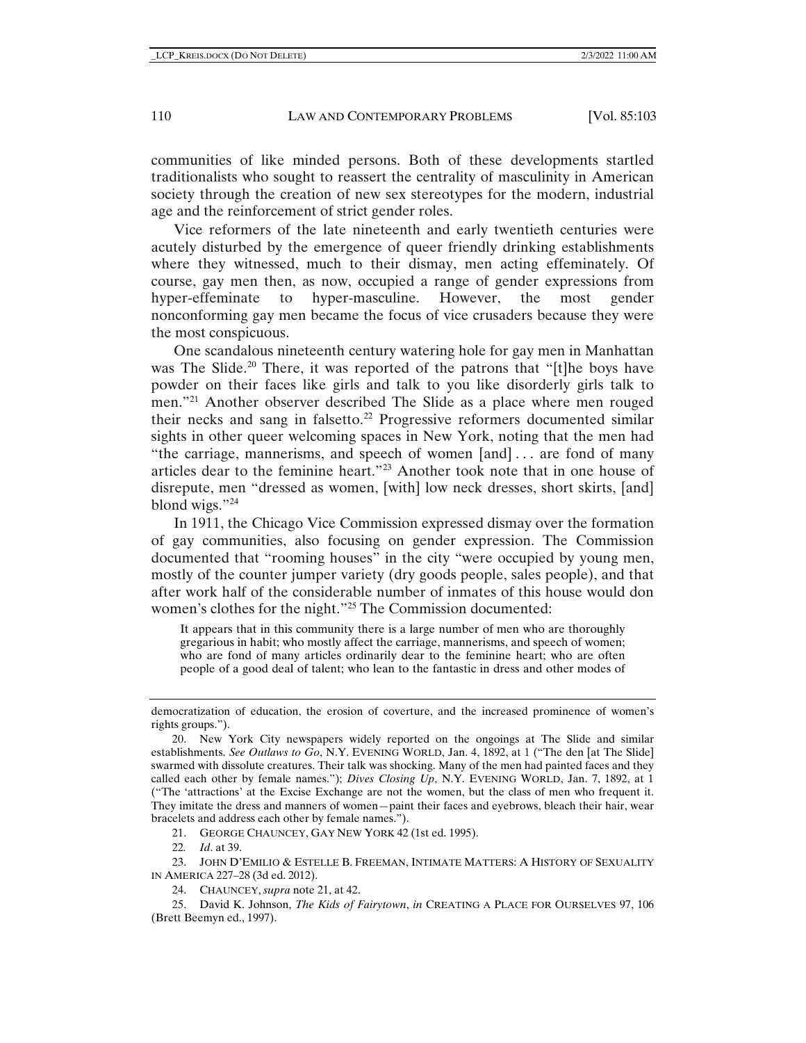communities of like minded persons. Both of these developments startled traditionalists who sought to reassert the centrality of masculinity in American society through the creation of new sex stereotypes for the modern, industrial age and the reinforcement of strict gender roles.

Vice reformers of the late nineteenth and early twentieth centuries were acutely disturbed by the emergence of queer friendly drinking establishments where they witnessed, much to their dismay, men acting effeminately. Of course, gay men then, as now, occupied a range of gender expressions from hyper-effeminate to hyper-masculine. However, the most gender nonconforming gay men became the focus of vice crusaders because they were the most conspicuous.

One scandalous nineteenth century watering hole for gay men in Manhattan was The Slide.[20] There, it was reported of the patrons that "[t]he boys have powder on their faces like girls and talk to you like disorderly girls talk to men."[21] Another observer described The Slide as a place where men rouged their necks and sang in falsetto.[22] Progressive reformers documented similar sights in other queer welcoming spaces in New York, noting that the men had "the carriage, mannerisms, and speech of women [and] . . . are fond of many articles dear to the feminine heart."[23] Another took note that in one house of disrepute, men "dressed as women, [with] low neck dresses, short skirts, [and] blond wigs."[24]

In 1911, the Chicago Vice Commission expressed dismay over the formation of gay communities, also focusing on gender expression. The Commission documented that "rooming houses" in the city "were occupied by young men, mostly of the counter jumper variety (dry goods people, sales people), and that after work half of the considerable number of inmates of this house would don women's clothes for the night."[25] The Commission documented:

> It appears that in this community there is a large number of men who are thoroughly gregarious in habit; who mostly affect the carriage, mannerisms, and speech of women; who are fond of many articles ordinarily dear to the feminine heart; who are often people of a good deal of talent; who lean to the fantastic in dress and other modes of

---

democratization of education, the erosion of coverture, and the increased prominence of women's rights groups.").

20. New York City newspapers widely reported on the ongoings at The Slide and similar establishments. *See Outlaws to Go*, N.Y. EVENING WORLD, Jan. 4, 1892, at 1 ("The den [at The Slide] swarmed with dissolute creatures. Their talk was shocking. Many of the men had painted faces and they called each other by female names."); *Dives Closing Up*, N.Y. EVENING WORLD, Jan. 7, 1892, at 1 ("The 'attractions' at the Excise Exchange are not the women, but the class of men who frequent it. They imitate the dress and manners of women—paint their faces and eyebrows, bleach their hair, wear bracelets and address each other by female names.").

21. GEORGE CHAUNCEY, GAY NEW YORK 42 (1st ed. 1995).

22. *Id*. at 39.

23. JOHN D'EMILIO & ESTELLE B. FREEMAN, INTIMATE MATTERS: A HISTORY OF SEXUALITY IN AMERICA 227–28 (3d ed. 2012).

24. CHAUNCEY, *supra* note 21, at 42.

25. David K. Johnson, *The Kids of Fairytown*, *in* CREATING A PLACE FOR OURSELVES 97, 106 (Brett Beemyn ed., 1997).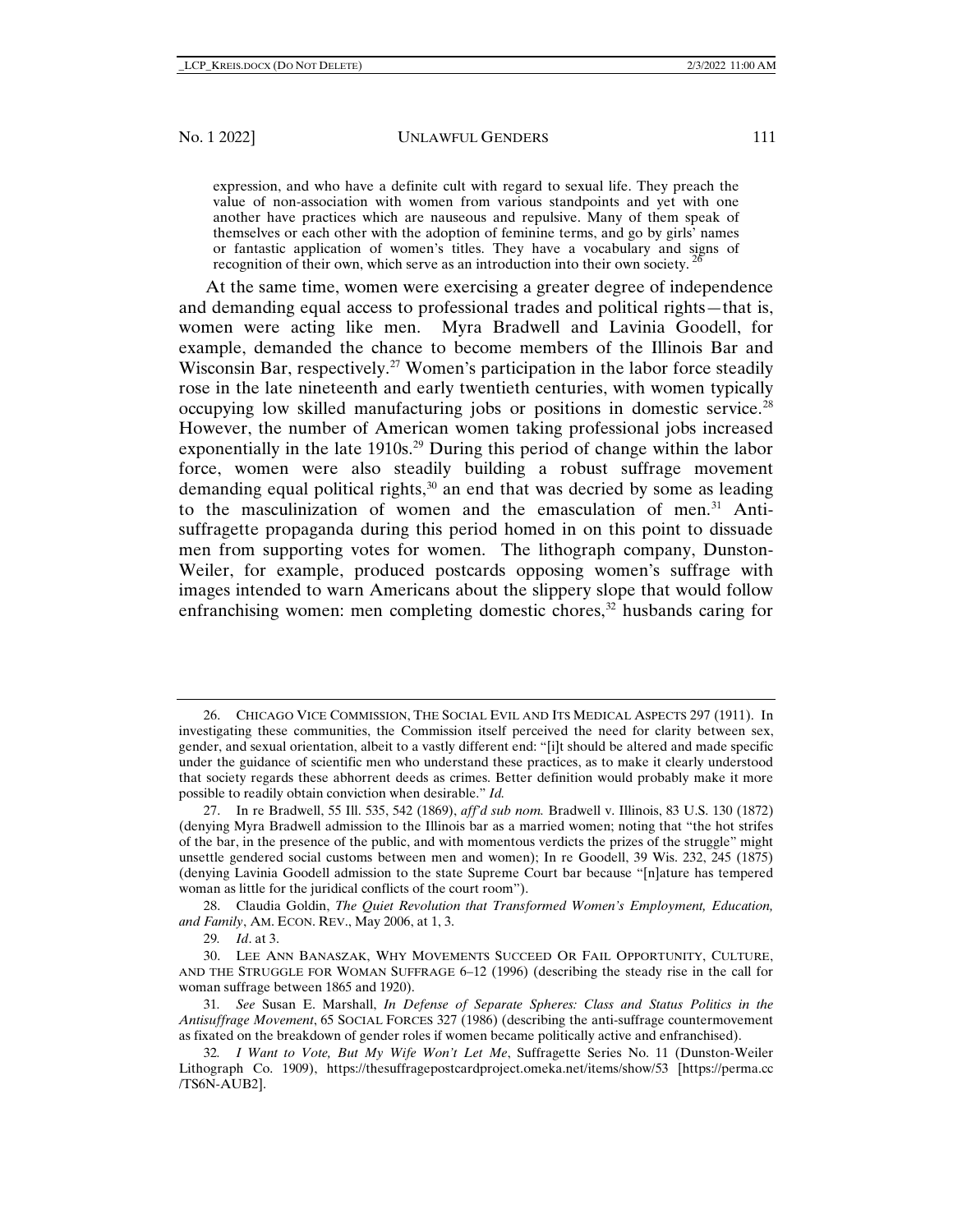expression, and who have a definite cult with regard to sexual life. They preach the value of non-association with women from various standpoints and yet with one another have practices which are nauseous and repulsive. Many of them speak of themselves or each other with the adoption of feminine terms, and go by girls' names or fantastic application of women's titles. They have a vocabulary and signs of recognition of their own, which serve as an introduction into their own society.[26]

At the same time, women were exercising a greater degree of independence and demanding equal access to professional trades and political rights—that is, women were acting like men. Myra Bradwell and Lavinia Goodell, for example, demanded the chance to become members of the Illinois Bar and Wisconsin Bar, respectively.[27] Women's participation in the labor force steadily rose in the late nineteenth and early twentieth centuries, with women typically occupying low skilled manufacturing jobs or positions in domestic service.[28] However, the number of American women taking professional jobs increased exponentially in the late 1910s.[29] During this period of change within the labor force, women were also steadily building a robust suffrage movement demanding equal political rights,[30] an end that was decried by some as leading to the masculinization of women and the emasculation of men.[31] Anti-suffragette propaganda during this period homed in on this point to dissuade men from supporting votes for women. The lithograph company, Dunston-Weiler, for example, produced postcards opposing women's suffrage with images intended to warn Americans about the slippery slope that would follow enfranchising women: men completing domestic chores,[32] husbands caring for

---

26. CHICAGO VICE COMMISSION, THE SOCIAL EVIL AND ITS MEDICAL ASPECTS 297 (1911). In investigating these communities, the Commission itself perceived the need for clarity between sex, gender, and sexual orientation, albeit to a vastly different end: "[i]t should be altered and made specific under the guidance of scientific men who understand these practices, as to make it clearly understood that society regards these abhorrent deeds as crimes. Better definition would probably make it more possible to readily obtain conviction when desirable." *Id.*

27. In re Bradwell, 55 Ill. 535, 542 (1869), *aff'd sub nom.* Bradwell v. Illinois, 83 U.S. 130 (1872) (denying Myra Bradwell admission to the Illinois bar as a married women; noting that "the hot strifes of the bar, in the presence of the public, and with momentous verdicts the prizes of the struggle" might unsettle gendered social customs between men and women); In re Goodell, 39 Wis. 232, 245 (1875) (denying Lavinia Goodell admission to the state Supreme Court bar because "[n]ature has tempered woman as little for the juridical conflicts of the court room").

28. Claudia Goldin, *The Quiet Revolution that Transformed Women's Employment, Education, and Family*, AM. ECON. REV., May 2006, at 1, 3.

29. *Id*. at 3.

30. LEE ANN BANASZAK, WHY MOVEMENTS SUCCEED OR FAIL OPPORTUNITY, CULTURE, AND THE STRUGGLE FOR WOMAN SUFFRAGE 6–12 (1996) (describing the steady rise in the call for woman suffrage between 1865 and 1920).

31. *See* Susan E. Marshall, *In Defense of Separate Spheres: Class and Status Politics in the Antisuffrage Movement*, 65 SOCIAL FORCES 327 (1986) (describing the anti-suffrage countermovement as fixated on the breakdown of gender roles if women became politically active and enfranchised).

32. *I Want to Vote, But My Wife Won't Let Me*, Suffragette Series No. 11 (Dunston-Weiler Lithograph Co. 1909), https://thesuffragepostcardproject.omeka.net/items/show/53 [https://perma.cc/TS6N-AUB2].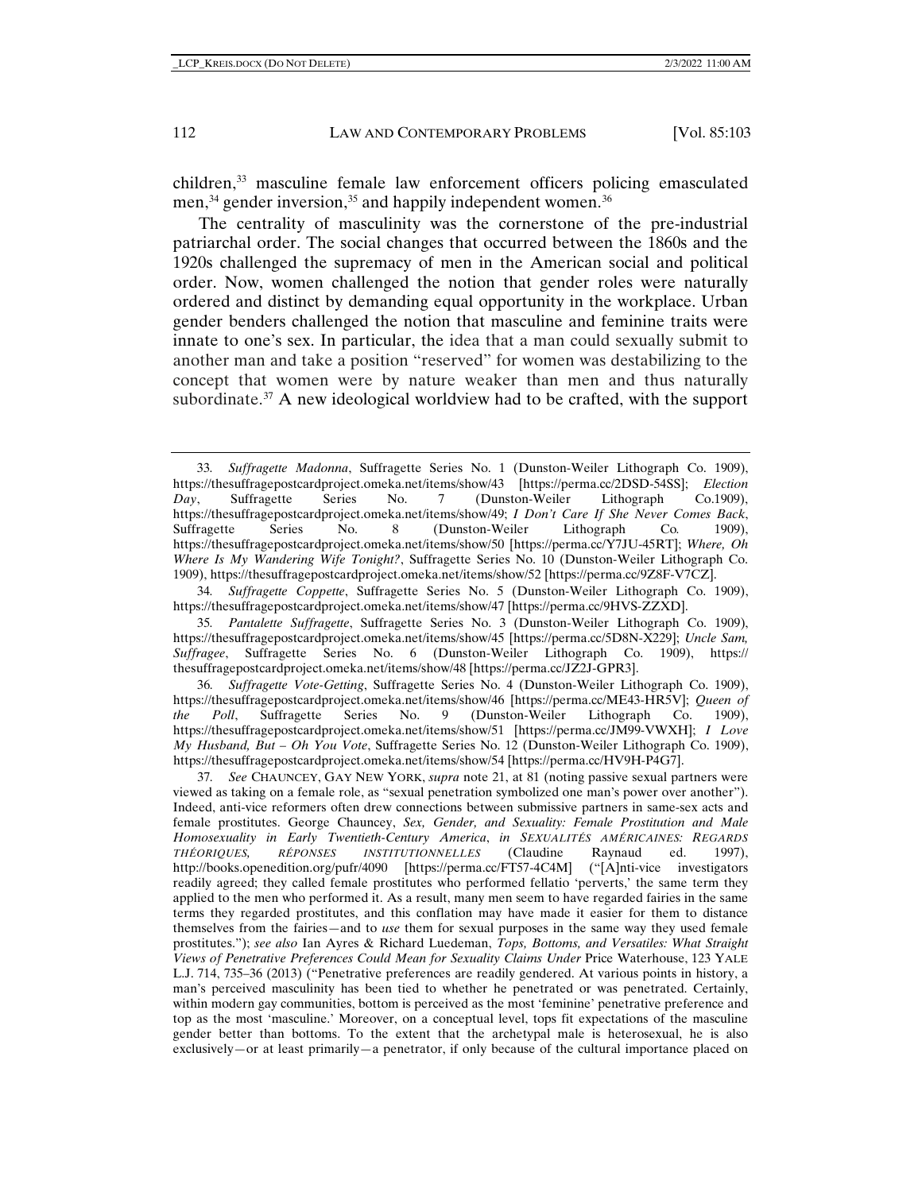children,[33] masculine female law enforcement officers policing emasculated men,[34] gender inversion,[35] and happily independent women.[36]

The centrality of masculinity was the cornerstone of the pre-industrial patriarchal order. The social changes that occurred between the 1860s and the 1920s challenged the supremacy of men in the American social and political order. Now, women challenged the notion that gender roles were naturally ordered and distinct by demanding equal opportunity in the workplace. Urban gender benders challenged the notion that masculine and feminine traits were innate to one's sex. In particular, the idea that a man could sexually submit to another man and take a position "reserved" for women was destabilizing to the concept that women were by nature weaker than men and thus naturally subordinate.[37] A new ideological worldview had to be crafted, with the support

---

33. *Suffragette Madonna*, Suffragette Series No. 1 (Dunston-Weiler Lithograph Co. 1909), https://thesuffragepostcardproject.omeka.net/items/show/43 [https://perma.cc/2DSD-54SS]; *Election Day*, Suffragette Series No. 7 (Dunston-Weiler Lithograph Co.1909), https://thesuffragepostcardproject.omeka.net/items/show/49; *I Don't Care If She Never Comes Back*, Suffragette Series No. 8 (Dunston-Weiler Lithograph Co. 1909), https://thesuffragepostcardproject.omeka.net/items/show/50 [https://perma.cc/Y7JU-45RT]; *Where, Oh Where Is My Wandering Wife Tonight?*, Suffragette Series No. 10 (Dunston-Weiler Lithograph Co. 1909), https://thesuffragepostcardproject.omeka.net/items/show/52 [https://perma.cc/9Z8F-V7CZ].

34. *Suffragette Coppette*, Suffragette Series No. 5 (Dunston-Weiler Lithograph Co. 1909), https://thesuffragepostcardproject.omeka.net/items/show/47 [https://perma.cc/9HVS-ZZXD].

35. *Pantalette Suffragette*, Suffragette Series No. 3 (Dunston-Weiler Lithograph Co. 1909), https://thesuffragepostcardproject.omeka.net/items/show/45 [https://perma.cc/5D8N-X229]; *Uncle Sam, Suffragee*, Suffragette Series No. 6 (Dunston-Weiler Lithograph Co. 1909), https://thesuffragepostcardproject.omeka.net/items/show/48 [https://perma.cc/JZ2J-GPR3].

36. *Suffragette Vote-Getting*, Suffragette Series No. 4 (Dunston-Weiler Lithograph Co. 1909), https://thesuffragepostcardproject.omeka.net/items/show/46 [https://perma.cc/ME43-HR5V]; *Queen of the Poll*, Suffragette Series No. 9 (Dunston-Weiler Lithograph Co. 1909), https://thesuffragepostcardproject.omeka.net/items/show/51 [https://perma.cc/JM99-VWXH]; *I Love My Husband, But – Oh You Vote*, Suffragette Series No. 12 (Dunston-Weiler Lithograph Co. 1909), https://thesuffragepostcardproject.omeka.net/items/show/54 [https://perma.cc/HV9H-P4G7].

37. *See* CHAUNCEY, GAY NEW YORK, *supra* note 21, at 81 (noting passive sexual partners were viewed as taking on a female role, as "sexual penetration symbolized one man's power over another"). Indeed, anti-vice reformers often drew connections between submissive partners in same-sex acts and female prostitutes. George Chauncey, *Sex, Gender, and Sexuality: Female Prostitution and Male Homosexuality in Early Twentieth-Century America*, *in* SEXUALITÉS AMÉRICAINES: REGARDS THÉORIQUES, RÉPONSES INSTITUTIONNELLES (Claudine Raynaud ed. 1997), http://books.openedition.org/pufr/4090 [https://perma.cc/FT57-4C4M] ("[A]nti-vice investigators readily agreed; they called female prostitutes who performed fellatio 'perverts,' the same term they applied to the men who performed it. As a result, many men seem to have regarded fairies in the same terms they regarded prostitutes, and this conflation may have made it easier for them to distance themselves from the fairies—and to *use* them for sexual purposes in the same way they used female prostitutes."); *see also* Ian Ayres & Richard Luedeman, *Tops, Bottoms, and Versatiles: What Straight Views of Penetrative Preferences Could Mean for Sexuality Claims Under* Price Waterhouse, 123 YALE L.J. 714, 735–36 (2013) ("Penetrative preferences are readily gendered. At various points in history, a man's perceived masculinity has been tied to whether he penetrated or was penetrated. Certainly, within modern gay communities, bottom is perceived as the most 'feminine' penetrative preference and top as the most 'masculine.' Moreover, on a conceptual level, tops fit expectations of the masculine gender better than bottoms. To the extent that the archetypal male is heterosexual, he is also exclusively—or at least primarily—a penetrator, if only because of the cultural importance placed on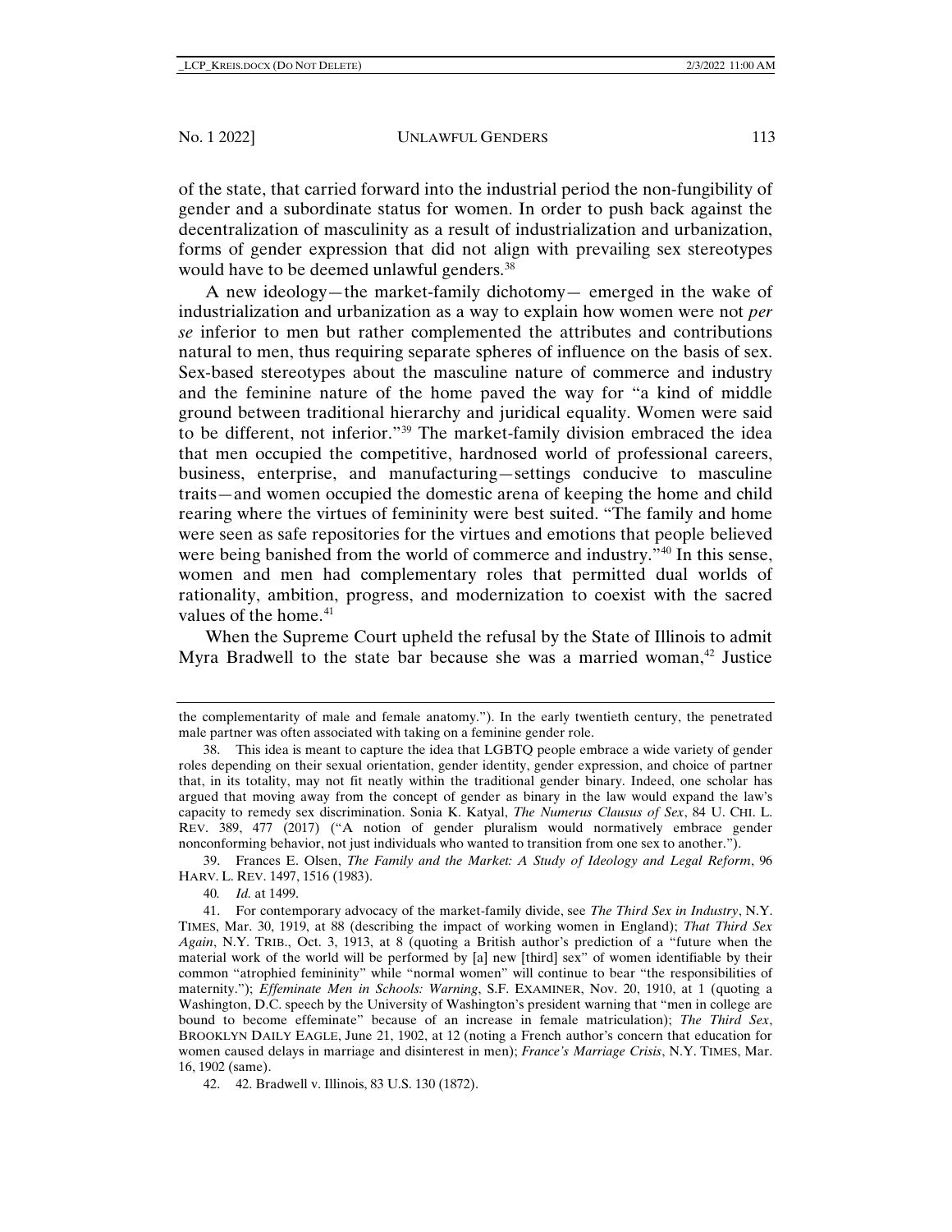of the state, that carried forward into the industrial period the non-fungibility of gender and a subordinate status for women. In order to push back against the decentralization of masculinity as a result of industrialization and urbanization, forms of gender expression that did not align with prevailing sex stereotypes would have to be deemed unlawful genders.[38]

A new ideology—the market-family dichotomy— emerged in the wake of industrialization and urbanization as a way to explain how women were not *per se* inferior to men but rather complemented the attributes and contributions natural to men, thus requiring separate spheres of influence on the basis of sex. Sex-based stereotypes about the masculine nature of commerce and industry and the feminine nature of the home paved the way for "a kind of middle ground between traditional hierarchy and juridical equality. Women were said to be different, not inferior."[39] The market-family division embraced the idea that men occupied the competitive, hardnosed world of professional careers, business, enterprise, and manufacturing—settings conducive to masculine traits—and women occupied the domestic arena of keeping the home and child rearing where the virtues of femininity were best suited. "The family and home were seen as safe repositories for the virtues and emotions that people believed were being banished from the world of commerce and industry."[40] In this sense, women and men had complementary roles that permitted dual worlds of rationality, ambition, progress, and modernization to coexist with the sacred values of the home.[41]

When the Supreme Court upheld the refusal by the State of Illinois to admit Myra Bradwell to the state bar because she was a married woman,[42] Justice

---

the complementarity of male and female anatomy."). In the early twentieth century, the penetrated male partner was often associated with taking on a feminine gender role.

38. This idea is meant to capture the idea that LGBTQ people embrace a wide variety of gender roles depending on their sexual orientation, gender identity, gender expression, and choice of partner that, in its totality, may not fit neatly within the traditional gender binary. Indeed, one scholar has argued that moving away from the concept of gender as binary in the law would expand the law's capacity to remedy sex discrimination. Sonia K. Katyal, *The Numerus Clausus of Sex*, 84 U. CHI. L. REV. 389, 477 (2017) ("A notion of gender pluralism would normatively embrace gender nonconforming behavior, not just individuals who wanted to transition from one sex to another.").

39. Frances E. Olsen, *The Family and the Market: A Study of Ideology and Legal Reform*, 96 HARV. L. REV. 1497, 1516 (1983).

40. *Id.* at 1499.

41. For contemporary advocacy of the market-family divide, see *The Third Sex in Industry*, N.Y. TIMES, Mar. 30, 1919, at 88 (describing the impact of working women in England); *That Third Sex Again*, N.Y. TRIB., Oct. 3, 1913, at 8 (quoting a British author's prediction of a "future when the material work of the world will be performed by [a] new [third] sex" of women identifiable by their common "atrophied femininity" while "normal women" will continue to bear "the responsibilities of maternity."); *Effeminate Men in Schools: Warning*, S.F. EXAMINER, Nov. 20, 1910, at 1 (quoting a Washington, D.C. speech by the University of Washington's president warning that "men in college are bound to become effeminate" because of an increase in female matriculation); *The Third Sex*, BROOKLYN DAILY EAGLE, June 21, 1902, at 12 (noting a French author's concern that education for women caused delays in marriage and disinterest in men); *France's Marriage Crisis*, N.Y. TIMES, Mar. 16, 1902 (same).

42. 42. Bradwell v. Illinois, 83 U.S. 130 (1872).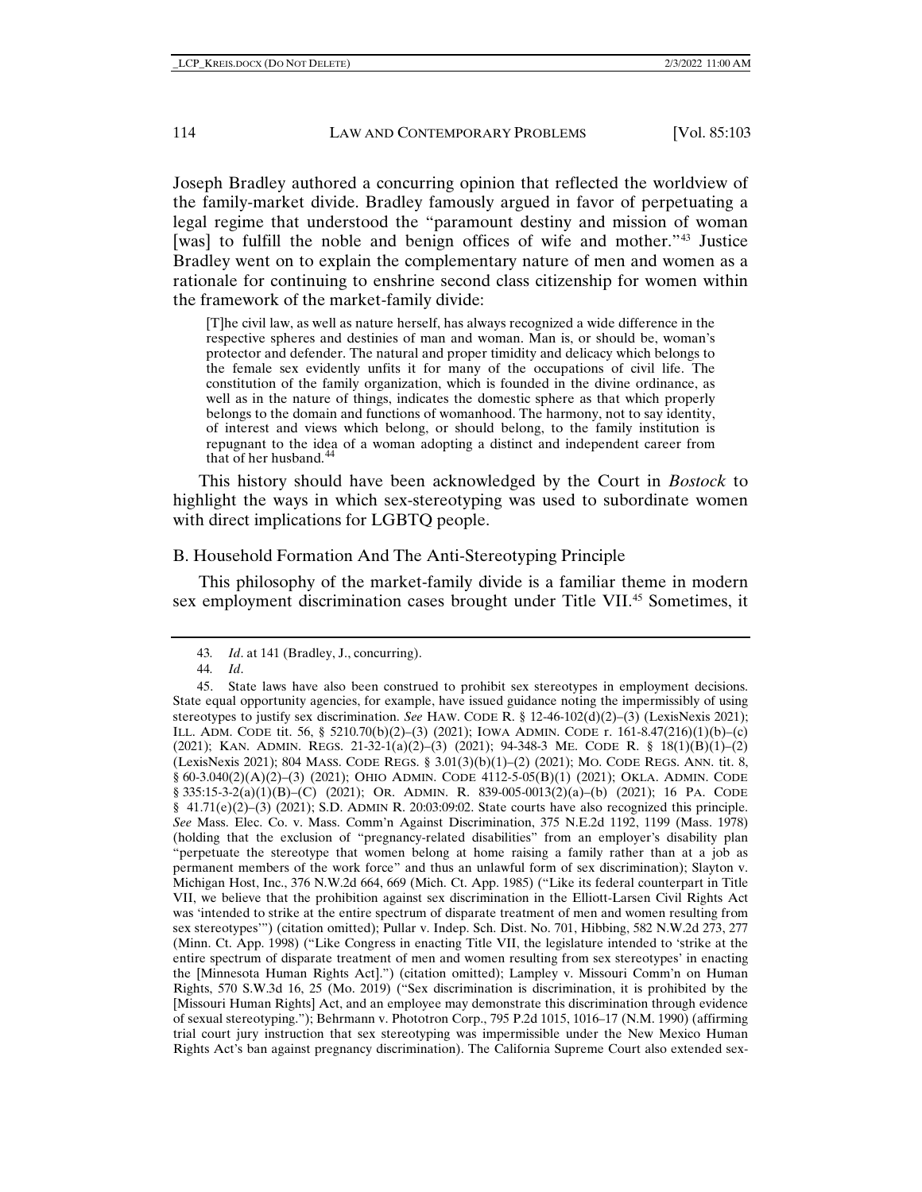Joseph Bradley authored a concurring opinion that reflected the worldview of the family-market divide. Bradley famously argued in favor of perpetuating a legal regime that understood the "paramount destiny and mission of woman [was] to fulfill the noble and benign offices of wife and mother."[43] Justice Bradley went on to explain the complementary nature of men and women as a rationale for continuing to enshrine second class citizenship for women within the framework of the market-family divide:

> [T]he civil law, as well as nature herself, has always recognized a wide difference in the respective spheres and destinies of man and woman. Man is, or should be, woman's protector and defender. The natural and proper timidity and delicacy which belongs to the female sex evidently unfits it for many of the occupations of civil life. The constitution of the family organization, which is founded in the divine ordinance, as well as in the nature of things, indicates the domestic sphere as that which properly belongs to the domain and functions of womanhood. The harmony, not to say identity, of interest and views which belong, or should belong, to the family institution is repugnant to the idea of a woman adopting a distinct and independent career from that of her husband.[44]

This history should have been acknowledged by the Court in *Bostock* to highlight the ways in which sex-stereotyping was used to subordinate women with direct implications for LGBTQ people.

## B. Household Formation And The Anti-Stereotyping Principle

This philosophy of the market-family divide is a familiar theme in modern sex employment discrimination cases brought under Title VII.[45] Sometimes, it

---

43. *Id*. at 141 (Bradley, J., concurring).

44. *Id*.

45. State laws have also been construed to prohibit sex stereotypes in employment decisions. State equal opportunity agencies, for example, have issued guidance noting the impermissibly of using stereotypes to justify sex discrimination. *See* HAW. CODE R. § 12-46-102(d)(2)–(3) (LexisNexis 2021); ILL. ADM. CODE tit. 56, § 5210.70(b)(2)–(3) (2021); IOWA ADMIN. CODE r. 161-8.47(216)(1)(b)–(c) (2021); KAN. ADMIN. REGS. 21-32-1(a)(2)–(3) (2021); 94-348-3 ME. CODE R. § 18(1)(B)(1)–(2) (LexisNexis 2021); 804 MASS. CODE REGS. § 3.01(3)(b)(1)–(2) (2021); MO. CODE REGS. ANN. tit. 8, § 60-3.040(2)(A)(2)–(3) (2021); OHIO ADMIN. CODE 4112-5-05(B)(1) (2021); OKLA. ADMIN. CODE § 335:15-3-2(a)(1)(B)–(C) (2021); OR. ADMIN. R. 839-005-0013(2)(a)–(b) (2021); 16 PA. CODE § 41.71(e)(2)–(3) (2021); S.D. ADMIN R. 20:03:09:02. State courts have also recognized this principle. *See* Mass. Elec. Co. v. Mass. Comm'n Against Discrimination, 375 N.E.2d 1192, 1199 (Mass. 1978) (holding that the exclusion of "pregnancy-related disabilities" from an employer's disability plan "perpetuate the stereotype that women belong at home raising a family rather than at a job as permanent members of the work force" and thus an unlawful form of sex discrimination); Slayton v. Michigan Host, Inc., 376 N.W.2d 664, 669 (Mich. Ct. App. 1985) ("Like its federal counterpart in Title VII, we believe that the prohibition against sex discrimination in the Elliott-Larsen Civil Rights Act was 'intended to strike at the entire spectrum of disparate treatment of men and women resulting from sex stereotypes'") (citation omitted); Pullar v. Indep. Sch. Dist. No. 701, Hibbing, 582 N.W.2d 273, 277 (Minn. Ct. App. 1998) ("Like Congress in enacting Title VII, the legislature intended to 'strike at the entire spectrum of disparate treatment of men and women resulting from sex stereotypes' in enacting the [Minnesota Human Rights Act].") (citation omitted); Lampley v. Missouri Comm'n on Human Rights, 570 S.W.3d 16, 25 (Mo. 2019) ("Sex discrimination is discrimination, it is prohibited by the [Missouri Human Rights] Act, and an employee may demonstrate this discrimination through evidence of sexual stereotyping."); Behrmann v. Phototron Corp., 795 P.2d 1015, 1016–17 (N.M. 1990) (affirming trial court jury instruction that sex stereotyping was impermissible under the New Mexico Human Rights Act's ban against pregnancy discrimination). The California Supreme Court also extended sex-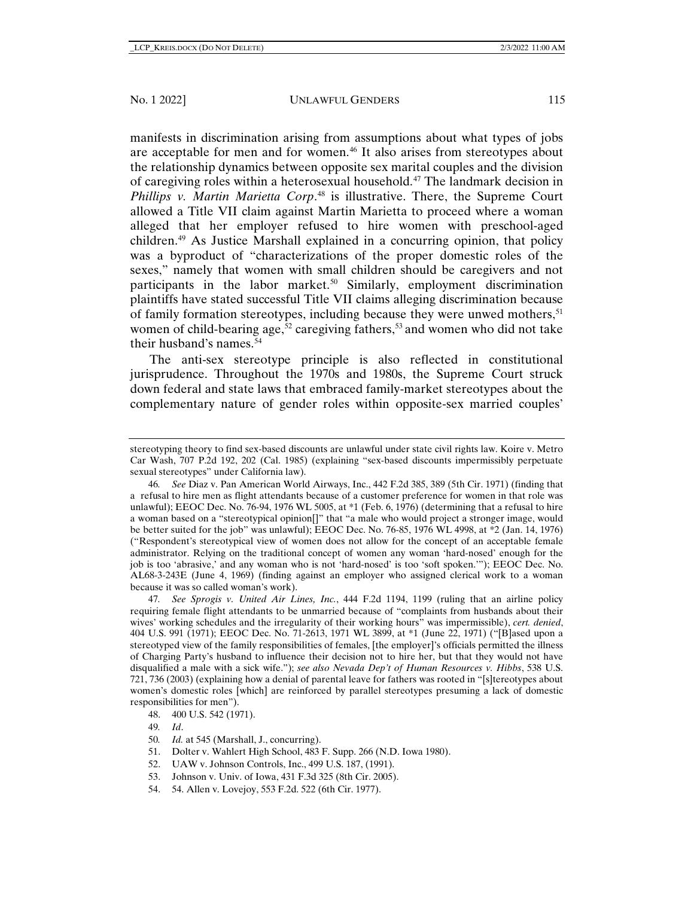manifests in discrimination arising from assumptions about what types of jobs are acceptable for men and for women.[46] It also arises from stereotypes about the relationship dynamics between opposite sex marital couples and the division of caregiving roles within a heterosexual household.[47] The landmark decision in *Phillips v. Martin Marietta Corp*.[48] is illustrative. There, the Supreme Court allowed a Title VII claim against Martin Marietta to proceed where a woman alleged that her employer refused to hire women with preschool-aged children.[49] As Justice Marshall explained in a concurring opinion, that policy was a byproduct of "characterizations of the proper domestic roles of the sexes," namely that women with small children should be caregivers and not participants in the labor market.[50] Similarly, employment discrimination plaintiffs have stated successful Title VII claims alleging discrimination because of family formation stereotypes, including because they were unwed mothers,[51] women of child-bearing age,[52] caregiving fathers,[53] and women who did not take their husband's names.[54]

The anti-sex stereotype principle is also reflected in constitutional jurisprudence. Throughout the 1970s and 1980s, the Supreme Court struck down federal and state laws that embraced family-market stereotypes about the complementary nature of gender roles within opposite-sex married couples'

---

stereotyping theory to find sex-based discounts are unlawful under state civil rights law. Koire v. Metro Car Wash, 707 P.2d 192, 202 (Cal. 1985) (explaining "sex-based discounts impermissibly perpetuate sexual stereotypes" under California law).

46. *See* Diaz v. Pan American World Airways, Inc., 442 F.2d 385, 389 (5th Cir. 1971) (finding that a refusal to hire men as flight attendants because of a customer preference for women in that role was unlawful); EEOC Dec. No. 76-94, 1976 WL 5005, at *1 (Feb. 6, 1976) (determining that a refusal to hire a woman based on a "stereotypical opinion[]" that "a male who would project a stronger image, would be better suited for the job" was unlawful); EEOC Dec. No. 76-85, 1976 WL 4998, at *2 (Jan. 14, 1976) ("Respondent's stereotypical view of women does not allow for the concept of an acceptable female administrator. Relying on the traditional concept of women any woman 'hard-nosed' enough for the job is too 'abrasive,' and any woman who is not 'hard-nosed' is too 'soft spoken.'"); EEOC Dec. No. AL68-3-243E (June 4, 1969) (finding against an employer who assigned clerical work to a woman because it was so called woman's work).

47. *See Sprogis v. United Air Lines, Inc.*, 444 F.2d 1194, 1199 (ruling that an airline policy requiring female flight attendants to be unmarried because of "complaints from husbands about their wives' working schedules and the irregularity of their working hours" was impermissible), *cert. denied*, 404 U.S. 991 (1971); EEOC Dec. No. 71-2613, 1971 WL 3899, at *1 (June 22, 1971) ("[B]ased upon a stereotyped view of the family responsibilities of females, [the employer]'s officials permitted the illness of Charging Party's husband to influence their decision not to hire her, but that they would not have disqualified a male with a sick wife."); *see also Nevada Dep't of Human Resources v. Hibbs*, 538 U.S. 721, 736 (2003) (explaining how a denial of parental leave for fathers was rooted in "[s]tereotypes about women's domestic roles [which] are reinforced by parallel stereotypes presuming a lack of domestic responsibilities for men").

48. 400 U.S. 542 (1971).

49. *Id*.

50. *Id.* at 545 (Marshall, J., concurring).

51. Dolter v. Wahlert High School, 483 F. Supp. 266 (N.D. Iowa 1980).

52. UAW v. Johnson Controls, Inc., 499 U.S. 187, (1991).

53. Johnson v. Univ. of Iowa, 431 F.3d 325 (8th Cir. 2005).

54. 54. Allen v. Lovejoy, 553 F.2d. 522 (6th Cir. 1977).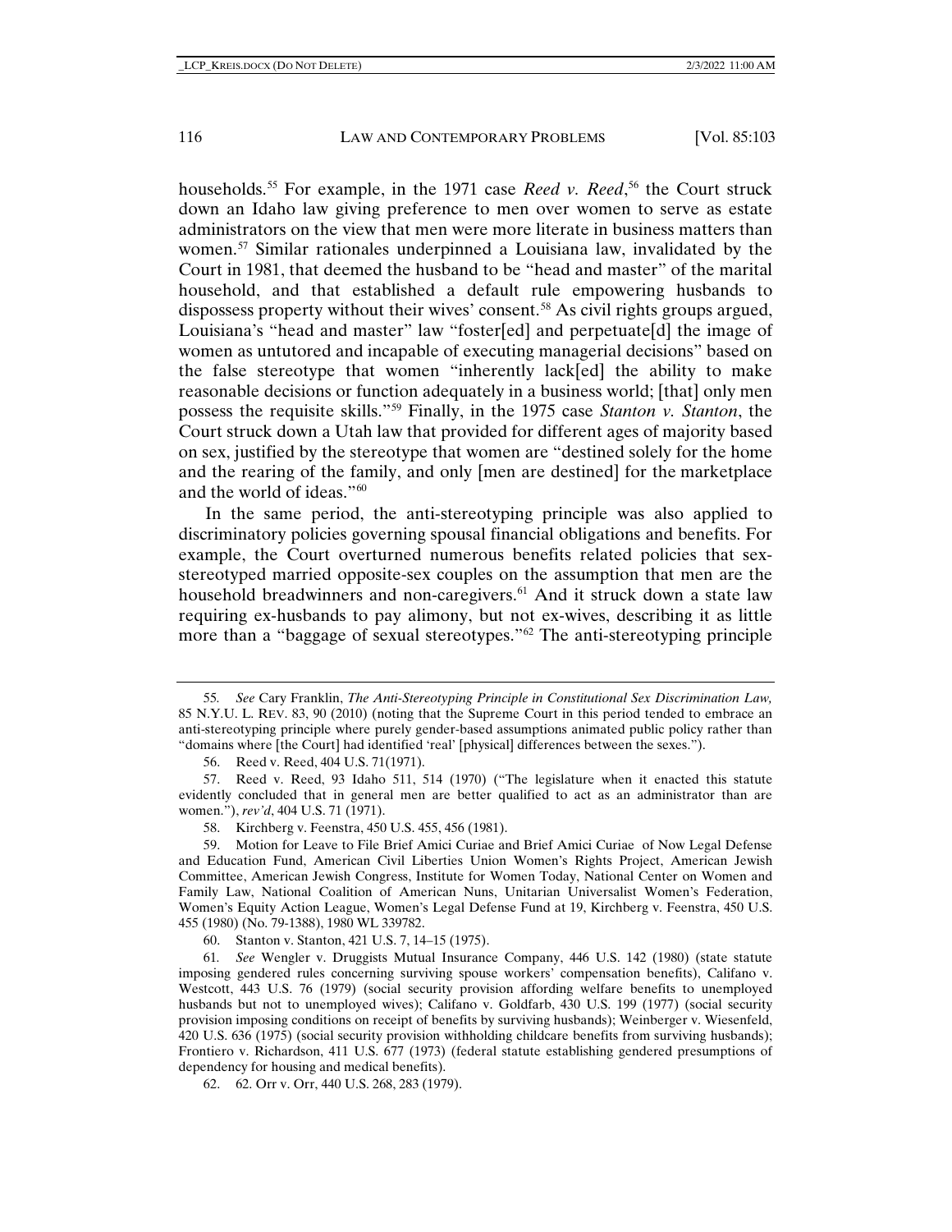households.[55] For example, in the 1971 case *Reed v. Reed*,[56] the Court struck down an Idaho law giving preference to men over women to serve as estate administrators on the view that men were more literate in business matters than women.[57] Similar rationales underpinned a Louisiana law, invalidated by the Court in 1981, that deemed the husband to be "head and master" of the marital household, and that established a default rule empowering husbands to dispossess property without their wives' consent.[58] As civil rights groups argued, Louisiana's "head and master" law "foster[ed] and perpetuate[d] the image of women as untutored and incapable of executing managerial decisions" based on the false stereotype that women "inherently lack[ed] the ability to make reasonable decisions or function adequately in a business world; [that] only men possess the requisite skills."[59] Finally, in the 1975 case *Stanton v. Stanton*, the Court struck down a Utah law that provided for different ages of majority based on sex, justified by the stereotype that women are "destined solely for the home and the rearing of the family, and only [men are destined] for the marketplace and the world of ideas."[60]

In the same period, the anti-stereotyping principle was also applied to discriminatory policies governing spousal financial obligations and benefits. For example, the Court overturned numerous benefits related policies that sex-stereotyped married opposite-sex couples on the assumption that men are the household breadwinners and non-caregivers.[61] And it struck down a state law requiring ex-husbands to pay alimony, but not ex-wives, describing it as little more than a "baggage of sexual stereotypes."[62] The anti-stereotyping principle

---

55. *See* Cary Franklin, *The Anti-Stereotyping Principle in Constitutional Sex Discrimination Law,* 85 N.Y.U. L. REV. 83, 90 (2010) (noting that the Supreme Court in this period tended to embrace an anti-stereotyping principle where purely gender-based assumptions animated public policy rather than "domains where [the Court] had identified 'real' [physical] differences between the sexes.").

56. Reed v. Reed, 404 U.S. 71(1971).

57. Reed v. Reed, 93 Idaho 511, 514 (1970) ("The legislature when it enacted this statute evidently concluded that in general men are better qualified to act as an administrator than are women."), *rev'd*, 404 U.S. 71 (1971).

58. Kirchberg v. Feenstra, 450 U.S. 455, 456 (1981).

59. Motion for Leave to File Brief Amici Curiae and Brief Amici Curiae of Now Legal Defense and Education Fund, American Civil Liberties Union Women's Rights Project, American Jewish Committee, American Jewish Congress, Institute for Women Today, National Center on Women and Family Law, National Coalition of American Nuns, Unitarian Universalist Women's Federation, Women's Equity Action League, Women's Legal Defense Fund at 19, Kirchberg v. Feenstra, 450 U.S. 455 (1980) (No. 79-1388), 1980 WL 339782.

60. Stanton v. Stanton, 421 U.S. 7, 14–15 (1975).

61. *See* Wengler v. Druggists Mutual Insurance Company, 446 U.S. 142 (1980) (state statute imposing gendered rules concerning surviving spouse workers' compensation benefits), Califano v. Westcott, 443 U.S. 76 (1979) (social security provision affording welfare benefits to unemployed husbands but not to unemployed wives); Califano v. Goldfarb, 430 U.S. 199 (1977) (social security provision imposing conditions on receipt of benefits by surviving husbands); Weinberger v. Wiesenfeld, 420 U.S. 636 (1975) (social security provision withholding childcare benefits from surviving husbands); Frontiero v. Richardson, 411 U.S. 677 (1973) (federal statute establishing gendered presumptions of dependency for housing and medical benefits).

62. 62. Orr v. Orr, 440 U.S. 268, 283 (1979).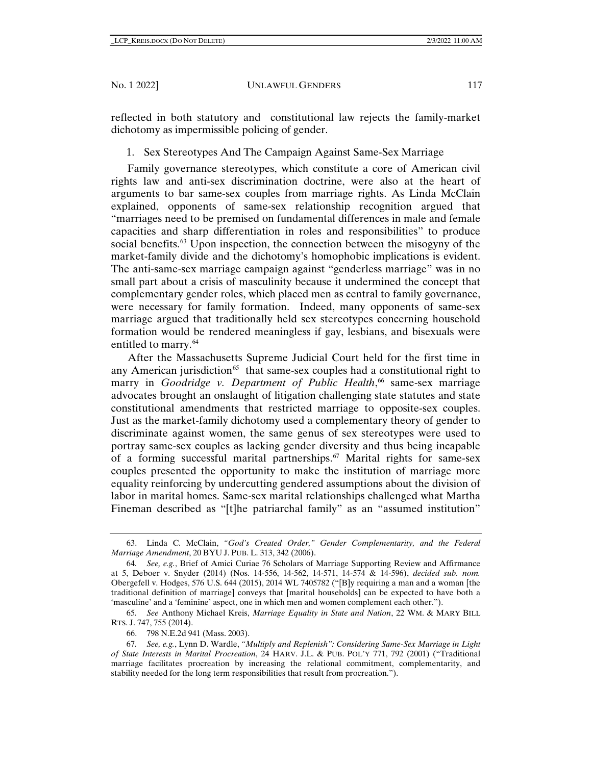reflected in both statutory and constitutional law rejects the family-market dichotomy as impermissible policing of gender.

1. Sex Stereotypes And The Campaign Against Same-Sex Marriage

Family governance stereotypes, which constitute a core of American civil rights law and anti-sex discrimination doctrine, were also at the heart of arguments to bar same-sex couples from marriage rights. As Linda McClain explained, opponents of same-sex relationship recognition argued that "marriages need to be premised on fundamental differences in male and female capacities and sharp differentiation in roles and responsibilities" to produce social benefits.[63] Upon inspection, the connection between the misogyny of the market-family divide and the dichotomy's homophobic implications is evident. The anti-same-sex marriage campaign against "genderless marriage" was in no small part about a crisis of masculinity because it undermined the concept that complementary gender roles, which placed men as central to family governance, were necessary for family formation. Indeed, many opponents of same-sex marriage argued that traditionally held sex stereotypes concerning household formation would be rendered meaningless if gay, lesbians, and bisexuals were entitled to marry.[64]

After the Massachusetts Supreme Judicial Court held for the first time in any American jurisdiction[65] that same-sex couples had a constitutional right to marry in *Goodridge v. Department of Public Health*,[66] same-sex marriage advocates brought an onslaught of litigation challenging state statutes and state constitutional amendments that restricted marriage to opposite-sex couples. Just as the market-family dichotomy used a complementary theory of gender to discriminate against women, the same genus of sex stereotypes were used to portray same-sex couples as lacking gender diversity and thus being incapable of a forming successful marital partnerships.[67] Marital rights for same-sex couples presented the opportunity to make the institution of marriage more equality reinforcing by undercutting gendered assumptions about the division of labor in marital homes. Same-sex marital relationships challenged what Martha Fineman described as "[t]he patriarchal family" as an "assumed institution"

---

63. Linda C. McClain, *"God's Created Order," Gender Complementarity, and the Federal Marriage Amendment*, 20 BYU J. PUB. L. 313, 342 (2006).

64. *See, e.g.*, Brief of Amici Curiae 76 Scholars of Marriage Supporting Review and Affirmance at 5, Deboer v. Snyder (2014) (Nos. 14-556, 14-562, 14-571, 14-574 & 14-596), *decided sub. nom.* Obergefell v. Hodges, 576 U.S. 644 (2015), 2014 WL 7405782 ("[B]y requiring a man and a woman [the traditional definition of marriage] conveys that [marital households] can be expected to have both a 'masculine' and a 'feminine' aspect, one in which men and women complement each other.").

65. *See* Anthony Michael Kreis, *Marriage Equality in State and Nation*, 22 WM. & MARY BILL RTS. J. 747, 755 (2014).

66. 798 N.E.2d 941 (Mass. 2003).

67. *See, e.g.*, Lynn D. Wardle, *"Multiply and Replenish": Considering Same-Sex Marriage in Light of State Interests in Marital Procreation*, 24 HARV. J.L. & PUB. POL'Y 771, 792 (2001) ("Traditional marriage facilitates procreation by increasing the relational commitment, complementarity, and stability needed for the long term responsibilities that result from procreation.").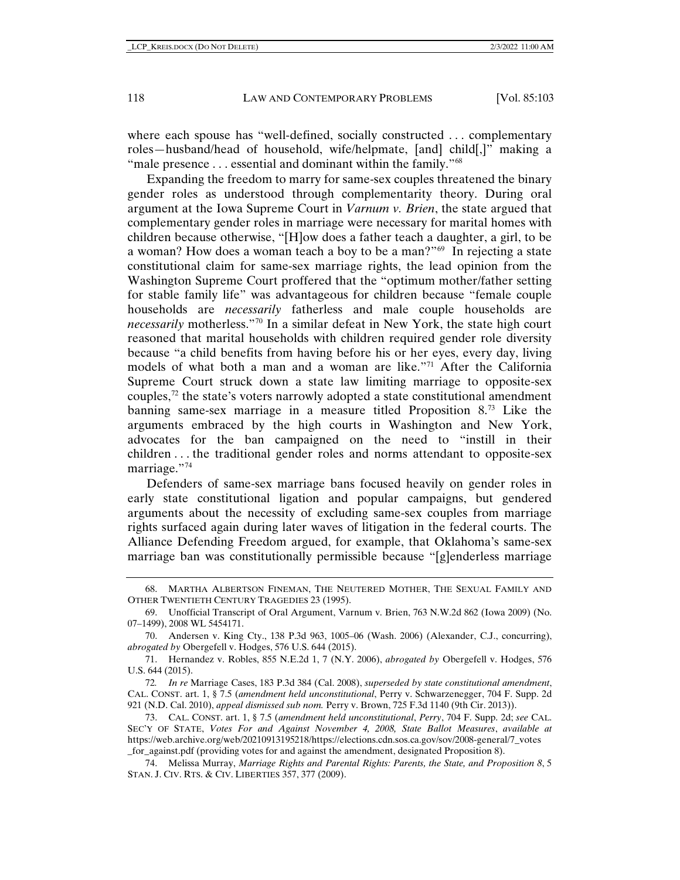where each spouse has "well-defined, socially constructed . . . complementary roles—husband/head of household, wife/helpmate, [and] child[,]" making a "male presence . . . essential and dominant within the family."[68]

Expanding the freedom to marry for same-sex couples threatened the binary gender roles as understood through complementarity theory. During oral argument at the Iowa Supreme Court in *Varnum v. Brien*, the state argued that complementary gender roles in marriage were necessary for marital homes with children because otherwise, "[H]ow does a father teach a daughter, a girl, to be a woman? How does a woman teach a boy to be a man?"[69] In rejecting a state constitutional claim for same-sex marriage rights, the lead opinion from the Washington Supreme Court proffered that the "optimum mother/father setting for stable family life" was advantageous for children because "female couple households are *necessarily* fatherless and male couple households are *necessarily* motherless."[70] In a similar defeat in New York, the state high court reasoned that marital households with children required gender role diversity because "a child benefits from having before his or her eyes, every day, living models of what both a man and a woman are like."[71] After the California Supreme Court struck down a state law limiting marriage to opposite-sex couples,[72] the state's voters narrowly adopted a state constitutional amendment banning same-sex marriage in a measure titled Proposition 8.[73] Like the arguments embraced by the high courts in Washington and New York, advocates for the ban campaigned on the need to "instill in their children . . . the traditional gender roles and norms attendant to opposite-sex marriage."[74]

Defenders of same-sex marriage bans focused heavily on gender roles in early state constitutional ligation and popular campaigns, but gendered arguments about the necessity of excluding same-sex couples from marriage rights surfaced again during later waves of litigation in the federal courts. The Alliance Defending Freedom argued, for example, that Oklahoma's same-sex marriage ban was constitutionally permissible because "[g]enderless marriage

---

68. MARTHA ALBERTSON FINEMAN, THE NEUTERED MOTHER, THE SEXUAL FAMILY AND OTHER TWENTIETH CENTURY TRAGEDIES 23 (1995).

69. Unofficial Transcript of Oral Argument, Varnum v. Brien, 763 N.W.2d 862 (Iowa 2009) (No. 07–1499), 2008 WL 5454171.

70. Andersen v. King Cty., 138 P.3d 963, 1005–06 (Wash. 2006) (Alexander, C.J., concurring), *abrogated by* Obergefell v. Hodges, 576 U.S. 644 (2015).

71. Hernandez v. Robles, 855 N.E.2d 1, 7 (N.Y. 2006), *abrogated by* Obergefell v. Hodges, 576 U.S. 644 (2015).

72. *In re* Marriage Cases, 183 P.3d 384 (Cal. 2008), *superseded by state constitutional amendment*, CAL. CONST. art. 1, § 7.5 (*amendment held unconstitutional*, Perry v. Schwarzenegger, 704 F. Supp. 2d 921 (N.D. Cal. 2010), *appeal dismissed sub nom.* Perry v. Brown, 725 F.3d 1140 (9th Cir. 2013)).

73. CAL. CONST. art. 1, § 7.5 (*amendment held unconstitutional*, *Perry*, 704 F. Supp. 2d; *see* CAL. SEC'Y OF STATE, *Votes For and Against November 4, 2008, State Ballot Measures*, *available at* https://web.archive.org/web/20210913195218/https://elections.cdn.sos.ca.gov/sov/2008-general/7_votes_for_against.pdf (providing votes for and against the amendment, designated Proposition 8).

74. Melissa Murray, *Marriage Rights and Parental Rights: Parents, the State, and Proposition 8*, 5 STAN. J. CIV. RTS. & CIV. LIBERTIES 357, 377 (2009).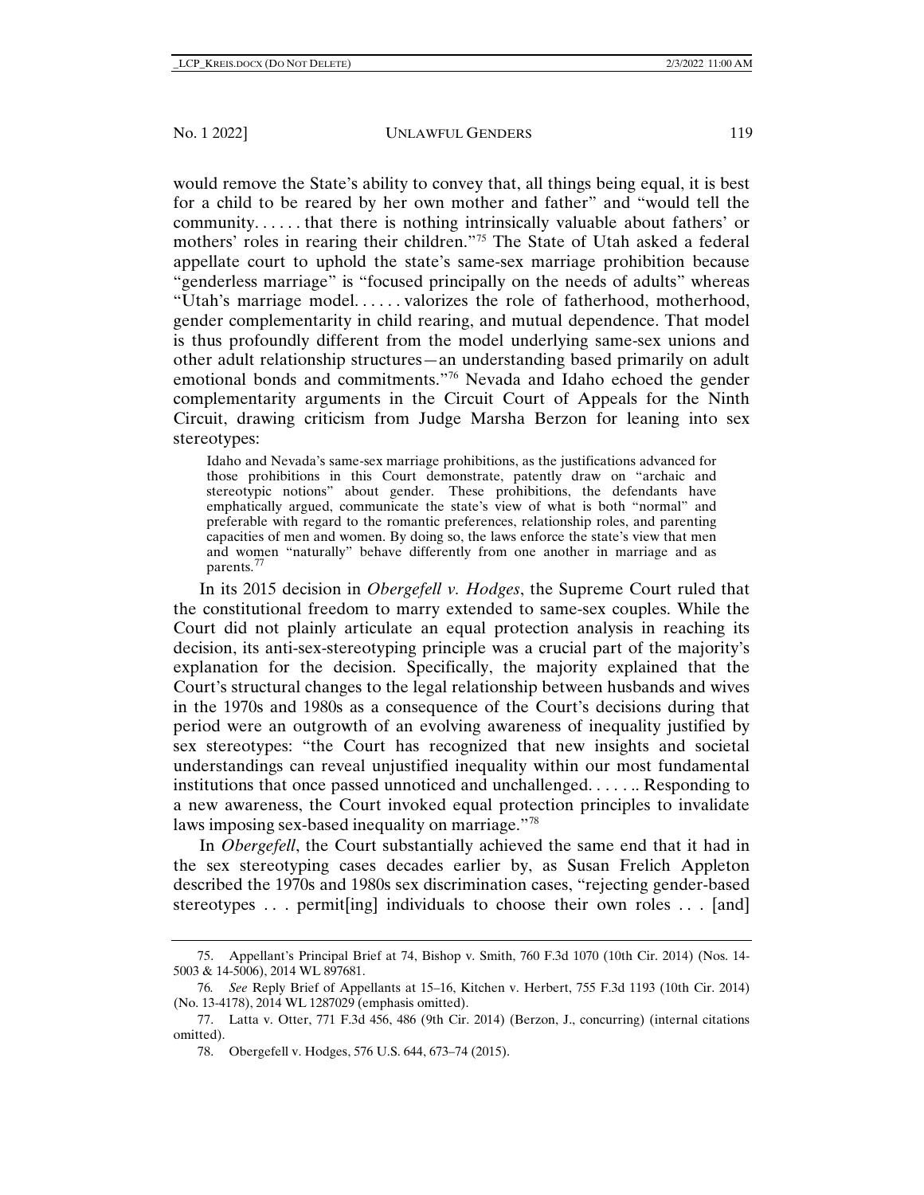would remove the State's ability to convey that, all things being equal, it is best for a child to be reared by her own mother and father" and "would tell the community. . . . . . that there is nothing intrinsically valuable about fathers' or mothers' roles in rearing their children."[75] The State of Utah asked a federal appellate court to uphold the state's same-sex marriage prohibition because "genderless marriage" is "focused principally on the needs of adults" whereas "Utah's marriage model. . . . . . valorizes the role of fatherhood, motherhood, gender complementarity in child rearing, and mutual dependence. That model is thus profoundly different from the model underlying same-sex unions and other adult relationship structures—an understanding based primarily on adult emotional bonds and commitments."[76] Nevada and Idaho echoed the gender complementarity arguments in the Circuit Court of Appeals for the Ninth Circuit, drawing criticism from Judge Marsha Berzon for leaning into sex stereotypes:

> Idaho and Nevada's same-sex marriage prohibitions, as the justifications advanced for those prohibitions in this Court demonstrate, patently draw on "archaic and stereotypic notions" about gender. These prohibitions, the defendants have emphatically argued, communicate the state's view of what is both "normal" and preferable with regard to the romantic preferences, relationship roles, and parenting capacities of men and women. By doing so, the laws enforce the state's view that men and women "naturally" behave differently from one another in marriage and as parents.[77]

In its 2015 decision in *Obergefell v. Hodges*, the Supreme Court ruled that the constitutional freedom to marry extended to same-sex couples. While the Court did not plainly articulate an equal protection analysis in reaching its decision, its anti-sex-stereotyping principle was a crucial part of the majority's explanation for the decision. Specifically, the majority explained that the Court's structural changes to the legal relationship between husbands and wives in the 1970s and 1980s as a consequence of the Court's decisions during that period were an outgrowth of an evolving awareness of inequality justified by sex stereotypes: "the Court has recognized that new insights and societal understandings can reveal unjustified inequality within our most fundamental institutions that once passed unnoticed and unchallenged. . . . . .. Responding to a new awareness, the Court invoked equal protection principles to invalidate laws imposing sex-based inequality on marriage."[78]

In *Obergefell*, the Court substantially achieved the same end that it had in the sex stereotyping cases decades earlier by, as Susan Frelich Appleton described the 1970s and 1980s sex discrimination cases, "rejecting gender-based stereotypes . . . permit[ing] individuals to choose their own roles . . . [and]

---

75. Appellant's Principal Brief at 74, Bishop v. Smith, 760 F.3d 1070 (10th Cir. 2014) (Nos. 14-5003 & 14-5006), 2014 WL 897681.

76. *See* Reply Brief of Appellants at 15–16, Kitchen v. Herbert, 755 F.3d 1193 (10th Cir. 2014) (No. 13-4178), 2014 WL 1287029 (emphasis omitted).

77. Latta v. Otter, 771 F.3d 456, 486 (9th Cir. 2014) (Berzon, J., concurring) (internal citations omitted).

78. Obergefell v. Hodges, 576 U.S. 644, 673–74 (2015).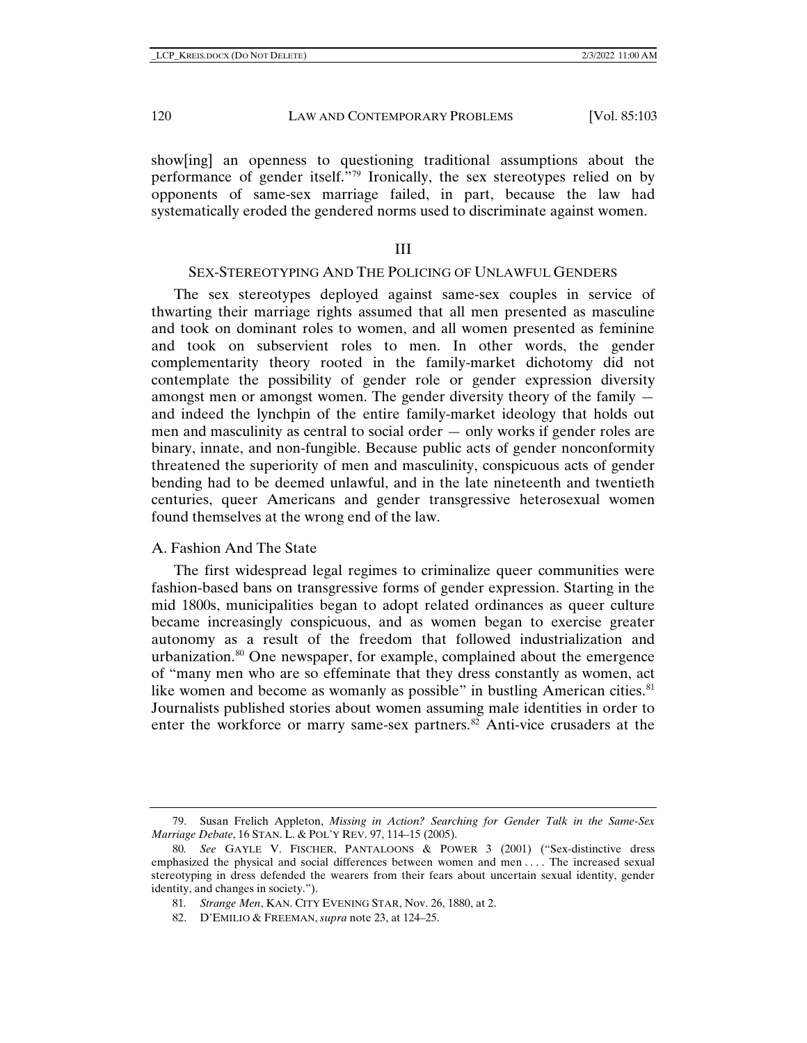show[ing] an openness to questioning traditional assumptions about the performance of gender itself."[79] Ironically, the sex stereotypes relied on by opponents of same-sex marriage failed, in part, because the law had systematically eroded the gendered norms used to discriminate against women.

## III

## SEX-STEREOTYPING AND THE POLICING OF UNLAWFUL GENDERS

The sex stereotypes deployed against same-sex couples in service of thwarting their marriage rights assumed that all men presented as masculine and took on dominant roles to women, and all women presented as feminine and took on subservient roles to men. In other words, the gender complementarity theory rooted in the family-market dichotomy did not contemplate the possibility of gender role or gender expression diversity amongst men or amongst women. The gender diversity theory of the family — and indeed the lynchpin of the entire family-market ideology that holds out men and masculinity as central to social order — only works if gender roles are binary, innate, and non-fungible. Because public acts of gender nonconformity threatened the superiority of men and masculinity, conspicuous acts of gender bending had to be deemed unlawful, and in the late nineteenth and twentieth centuries, queer Americans and gender transgressive heterosexual women found themselves at the wrong end of the law.

### A. Fashion And The State

The first widespread legal regimes to criminalize queer communities were fashion-based bans on transgressive forms of gender expression. Starting in the mid 1800s, municipalities began to adopt related ordinances as queer culture became increasingly conspicuous, and as women began to exercise greater autonomy as a result of the freedom that followed industrialization and urbanization.[80] One newspaper, for example, complained about the emergence of "many men who are so effeminate that they dress constantly as women, act like women and become as womanly as possible" in bustling American cities.[81] Journalists published stories about women assuming male identities in order to enter the workforce or marry same-sex partners.[82] Anti-vice crusaders at the

---

79. Susan Frelich Appleton, *Missing in Action? Searching for Gender Talk in the Same-Sex Marriage Debate*, 16 STAN. L. & POL'Y REV. 97, 114–15 (2005).

80. *See* GAYLE V. FISCHER, PANTALOONS & POWER 3 (2001) ("Sex-distinctive dress emphasized the physical and social differences between women and men . . . . The increased sexual stereotyping in dress defended the wearers from their fears about uncertain sexual identity, gender identity, and changes in society.").

81. *Strange Men*, KAN. CITY EVENING STAR, Nov. 26, 1880, at 2.

82. D'EMILIO & FREEMAN, *supra* note 23, at 124–25.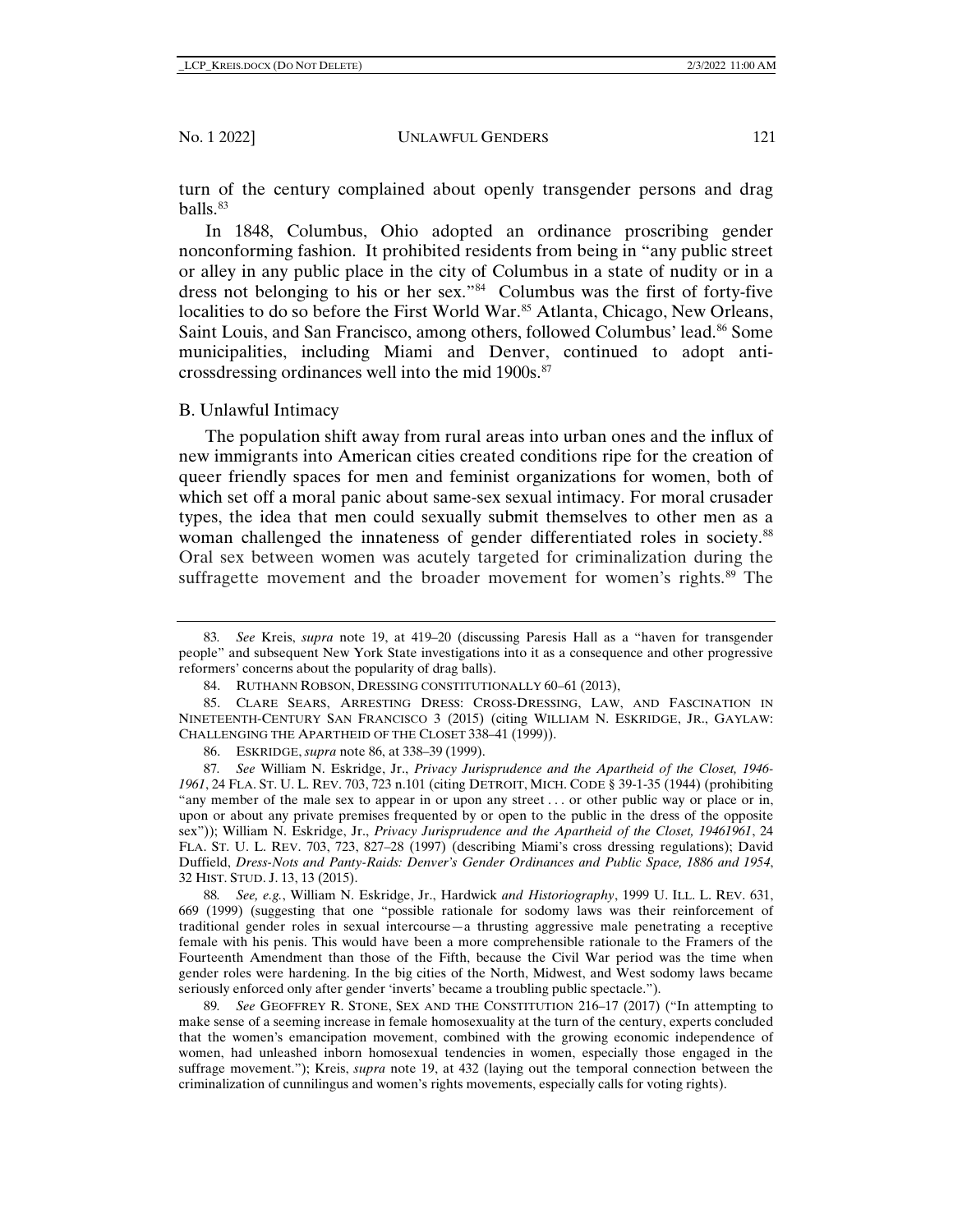turn of the century complained about openly transgender persons and drag balls.[83]

In 1848, Columbus, Ohio adopted an ordinance proscribing gender nonconforming fashion. It prohibited residents from being in "any public street or alley in any public place in the city of Columbus in a state of nudity or in a dress not belonging to his or her sex."[84] Columbus was the first of forty-five localities to do so before the First World War.[85] Atlanta, Chicago, New Orleans, Saint Louis, and San Francisco, among others, followed Columbus' lead.[86] Some municipalities, including Miami and Denver, continued to adopt anti-crossdressing ordinances well into the mid 1900s.[87]

## B. Unlawful Intimacy

The population shift away from rural areas into urban ones and the influx of new immigrants into American cities created conditions ripe for the creation of queer friendly spaces for men and feminist organizations for women, both of which set off a moral panic about same-sex sexual intimacy. For moral crusader types, the idea that men could sexually submit themselves to other men as a woman challenged the innateness of gender differentiated roles in society.[88] Oral sex between women was acutely targeted for criminalization during the suffragette movement and the broader movement for women's rights.[89] The

---

83. *See* Kreis, *supra* note 19, at 419–20 (discussing Paresis Hall as a "haven for transgender people" and subsequent New York State investigations into it as a consequence and other progressive reformers' concerns about the popularity of drag balls).

84. RUTHANN ROBSON, DRESSING CONSTITUTIONALLY 60–61 (2013),

85. CLARE SEARS, ARRESTING DRESS: CROSS-DRESSING, LAW, AND FASCINATION IN NINETEENTH-CENTURY SAN FRANCISCO 3 (2015) (citing WILLIAM N. ESKRIDGE, JR., GAYLAW: CHALLENGING THE APARTHEID OF THE CLOSET 338–41 (1999)).

86. ESKRIDGE, *supra* note 86, at 338–39 (1999).

87. *See* William N. Eskridge, Jr., *Privacy Jurisprudence and the Apartheid of the Closet, 1946-1961*, 24 FLA. ST. U. L. REV. 703, 723 n.101 (citing DETROIT, MICH. CODE § 39-1-35 (1944) (prohibiting "any member of the male sex to appear in or upon any street . . . or other public way or place or in, upon or about any private premises frequented by or open to the public in the dress of the opposite sex")); William N. Eskridge, Jr., *Privacy Jurisprudence and the Apartheid of the Closet, 19461961*, 24 FLA. ST. U. L. REV. 703, 723, 827–28 (1997) (describing Miami's cross dressing regulations); David Duffield, *Dress-Nots and Panty-Raids: Denver's Gender Ordinances and Public Space, 1886 and 1954*, 32 HIST. STUD. J. 13, 13 (2015).

88. *See, e.g.*, William N. Eskridge, Jr., Hardwick *and Historiography*, 1999 U. ILL. L. REV. 631, 669 (1999) (suggesting that one "possible rationale for sodomy laws was their reinforcement of traditional gender roles in sexual intercourse—a thrusting aggressive male penetrating a receptive female with his penis. This would have been a more comprehensible rationale to the Framers of the Fourteenth Amendment than those of the Fifth, because the Civil War period was the time when gender roles were hardening. In the big cities of the North, Midwest, and West sodomy laws became seriously enforced only after gender 'inverts' became a troubling public spectacle.").

89. *See* GEOFFREY R. STONE, SEX AND THE CONSTITUTION 216–17 (2017) ("In attempting to make sense of a seeming increase in female homosexuality at the turn of the century, experts concluded that the women's emancipation movement, combined with the growing economic independence of women, had unleashed inborn homosexual tendencies in women, especially those engaged in the suffrage movement."); Kreis, *supra* note 19, at 432 (laying out the temporal connection between the criminalization of cunnilingus and women's rights movements, especially calls for voting rights).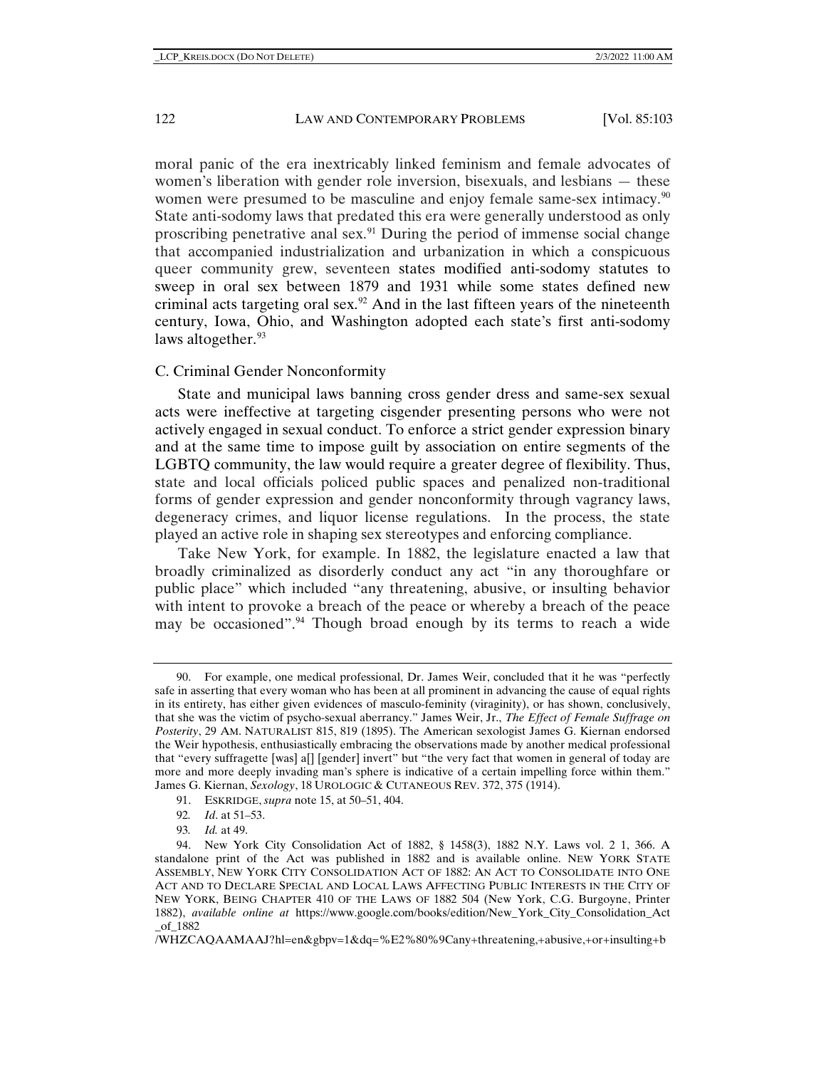moral panic of the era inextricably linked feminism and female advocates of women's liberation with gender role inversion, bisexuals, and lesbians — these women were presumed to be masculine and enjoy female same-sex intimacy.[90] State anti-sodomy laws that predated this era were generally understood as only proscribing penetrative anal sex.[91] During the period of immense social change that accompanied industrialization and urbanization in which a conspicuous queer community grew, seventeen states modified anti-sodomy statutes to sweep in oral sex between 1879 and 1931 while some states defined new criminal acts targeting oral sex.[92] And in the last fifteen years of the nineteenth century, Iowa, Ohio, and Washington adopted each state's first anti-sodomy laws altogether.[93]

### C. Criminal Gender Nonconformity

State and municipal laws banning cross gender dress and same-sex sexual acts were ineffective at targeting cisgender presenting persons who were not actively engaged in sexual conduct. To enforce a strict gender expression binary and at the same time to impose guilt by association on entire segments of the LGBTQ community, the law would require a greater degree of flexibility. Thus, state and local officials policed public spaces and penalized non-traditional forms of gender expression and gender nonconformity through vagrancy laws, degeneracy crimes, and liquor license regulations. In the process, the state played an active role in shaping sex stereotypes and enforcing compliance.

Take New York, for example. In 1882, the legislature enacted a law that broadly criminalized as disorderly conduct any act "in any thoroughfare or public place" which included "any threatening, abusive, or insulting behavior with intent to provoke a breach of the peace or whereby a breach of the peace may be occasioned".[94] Though broad enough by its terms to reach a wide

---

90. For example, one medical professional, Dr. James Weir, concluded that it he was "perfectly safe in asserting that every woman who has been at all prominent in advancing the cause of equal rights in its entirety, has either given evidences of masculo-feminity (viraginity), or has shown, conclusively, that she was the victim of psycho-sexual aberrancy." James Weir, Jr., *The Effect of Female Suffrage on Posterity*, 29 AM. NATURALIST 815, 819 (1895). The American sexologist James G. Kiernan endorsed the Weir hypothesis, enthusiastically embracing the observations made by another medical professional that "every suffragette [was] a[] [gender] invert" but "the very fact that women in general of today are more and more deeply invading man's sphere is indicative of a certain impelling force within them." James G. Kiernan, *Sexology*, 18 UROLOGIC & CUTANEOUS REV. 372, 375 (1914).

91. ESKRIDGE, *supra* note 15, at 50–51, 404.

92. *Id*. at 51–53.

93. *Id.* at 49.

94. New York City Consolidation Act of 1882, § 1458(3), 1882 N.Y. Laws vol. 2 1, 366. A standalone print of the Act was published in 1882 and is available online. NEW YORK STATE ASSEMBLY, NEW YORK CITY CONSOLIDATION ACT OF 1882: AN ACT TO CONSOLIDATE INTO ONE ACT AND TO DECLARE SPECIAL AND LOCAL LAWS AFFECTING PUBLIC INTERESTS IN THE CITY OF NEW YORK, BEING CHAPTER 410 OF THE LAWS OF 1882 504 (New York, C.G. Burgoyne, Printer 1882), *available online at* https://www.google.com/books/edition/New_York_City_Consolidation_Act_of_1882/WHZCAQAAMAAJ?hl=en&gbpv=1&dq=%E2%80%9Cany+threatening,+abusive,+or+insulting+b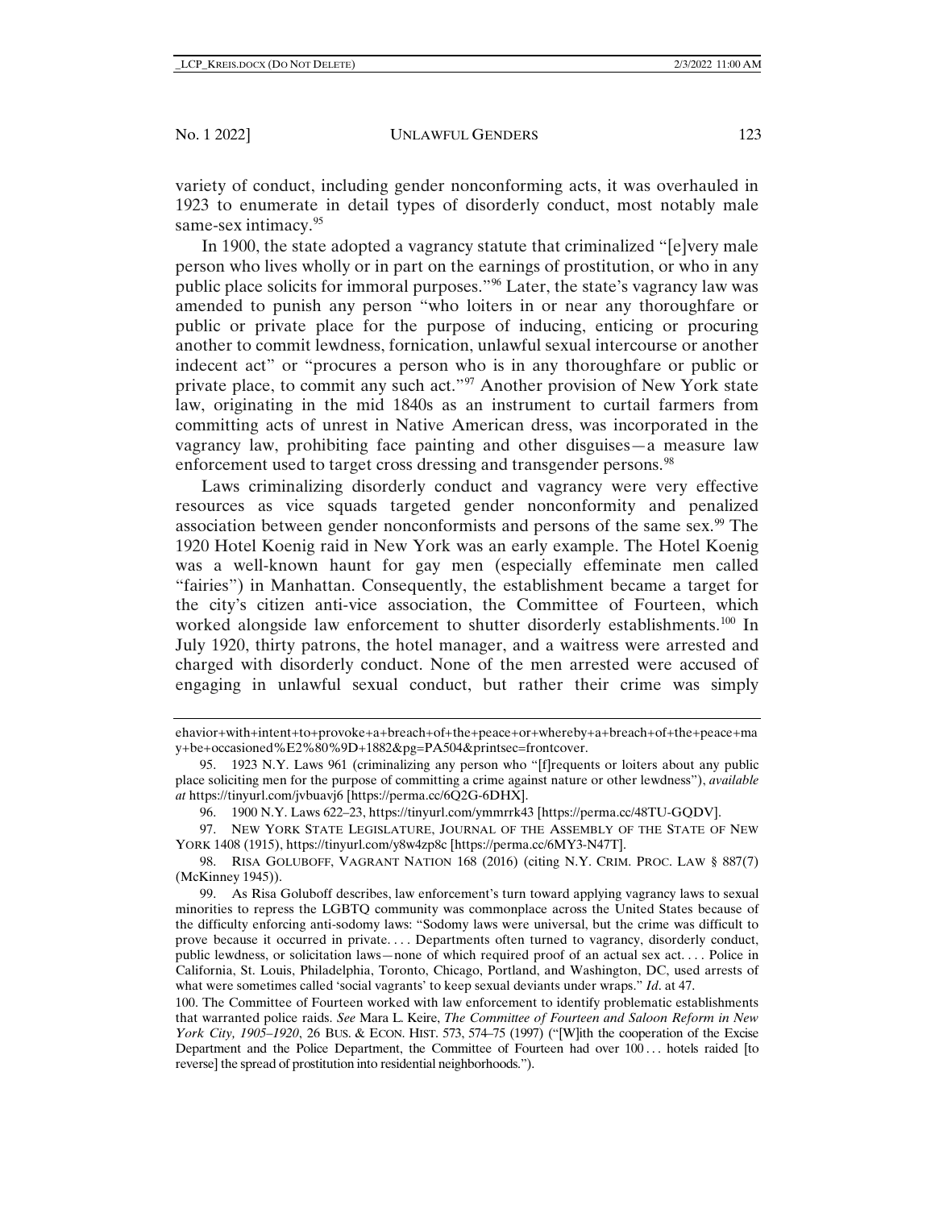variety of conduct, including gender nonconforming acts, it was overhauled in 1923 to enumerate in detail types of disorderly conduct, most notably male same-sex intimacy.[95]

In 1900, the state adopted a vagrancy statute that criminalized "[e]very male person who lives wholly or in part on the earnings of prostitution, or who in any public place solicits for immoral purposes."[96] Later, the state's vagrancy law was amended to punish any person "who loiters in or near any thoroughfare or public or private place for the purpose of inducing, enticing or procuring another to commit lewdness, fornication, unlawful sexual intercourse or another indecent act" or "procures a person who is in any thoroughfare or public or private place, to commit any such act."[97] Another provision of New York state law, originating in the mid 1840s as an instrument to curtail farmers from committing acts of unrest in Native American dress, was incorporated in the vagrancy law, prohibiting face painting and other disguises—a measure law enforcement used to target cross dressing and transgender persons.[98]

Laws criminalizing disorderly conduct and vagrancy were very effective resources as vice squads targeted gender nonconformity and penalized association between gender nonconformists and persons of the same sex.[99] The 1920 Hotel Koenig raid in New York was an early example. The Hotel Koenig was a well-known haunt for gay men (especially effeminate men called "fairies") in Manhattan. Consequently, the establishment became a target for the city's citizen anti-vice association, the Committee of Fourteen, which worked alongside law enforcement to shutter disorderly establishments.[100] In July 1920, thirty patrons, the hotel manager, and a waitress were arrested and charged with disorderly conduct. None of the men arrested were accused of engaging in unlawful sexual conduct, but rather their crime was simply

---

ehavior+with+intent+to+provoke+a+breach+of+the+peace+or+whereby+a+breach+of+the+peace+may+be+occasioned%E2%80%9D+1882&pg=PA504&printsec=frontcover.

95. 1923 N.Y. Laws 961 (criminalizing any person who "[f]requents or loiters about any public place soliciting men for the purpose of committing a crime against nature or other lewdness"), *available at* https://tinyurl.com/jvbuavj6 [https://perma.cc/6Q2G-6DHX].

96. 1900 N.Y. Laws 622–23, https://tinyurl.com/ymmrrk43 [https://perma.cc/48TU-GQDV].

97. NEW YORK STATE LEGISLATURE, JOURNAL OF THE ASSEMBLY OF THE STATE OF NEW YORK 1408 (1915), https://tinyurl.com/y8w4zp8c [https://perma.cc/6MY3-N47T].

98. RISA GOLUBOFF, VAGRANT NATION 168 (2016) (citing N.Y. CRIM. PROC. LAW § 887(7) (McKinney 1945)).

99. As Risa Goluboff describes, law enforcement's turn toward applying vagrancy laws to sexual minorities to repress the LGBTQ community was commonplace across the United States because of the difficulty enforcing anti-sodomy laws: "Sodomy laws were universal, but the crime was difficult to prove because it occurred in private. . . . Departments often turned to vagrancy, disorderly conduct, public lewdness, or solicitation laws—none of which required proof of an actual sex act. . . . Police in California, St. Louis, Philadelphia, Toronto, Chicago, Portland, and Washington, DC, used arrests of what were sometimes called 'social vagrants' to keep sexual deviants under wraps." *Id*. at 47.

100. The Committee of Fourteen worked with law enforcement to identify problematic establishments that warranted police raids. *See* Mara L. Keire, *The Committee of Fourteen and Saloon Reform in New York City, 1905–1920*, 26 BUS. & ECON. HIST. 573, 574–75 (1997) ("[W]ith the cooperation of the Excise Department and the Police Department, the Committee of Fourteen had over 100 . . . hotels raided [to reverse] the spread of prostitution into residential neighborhoods.").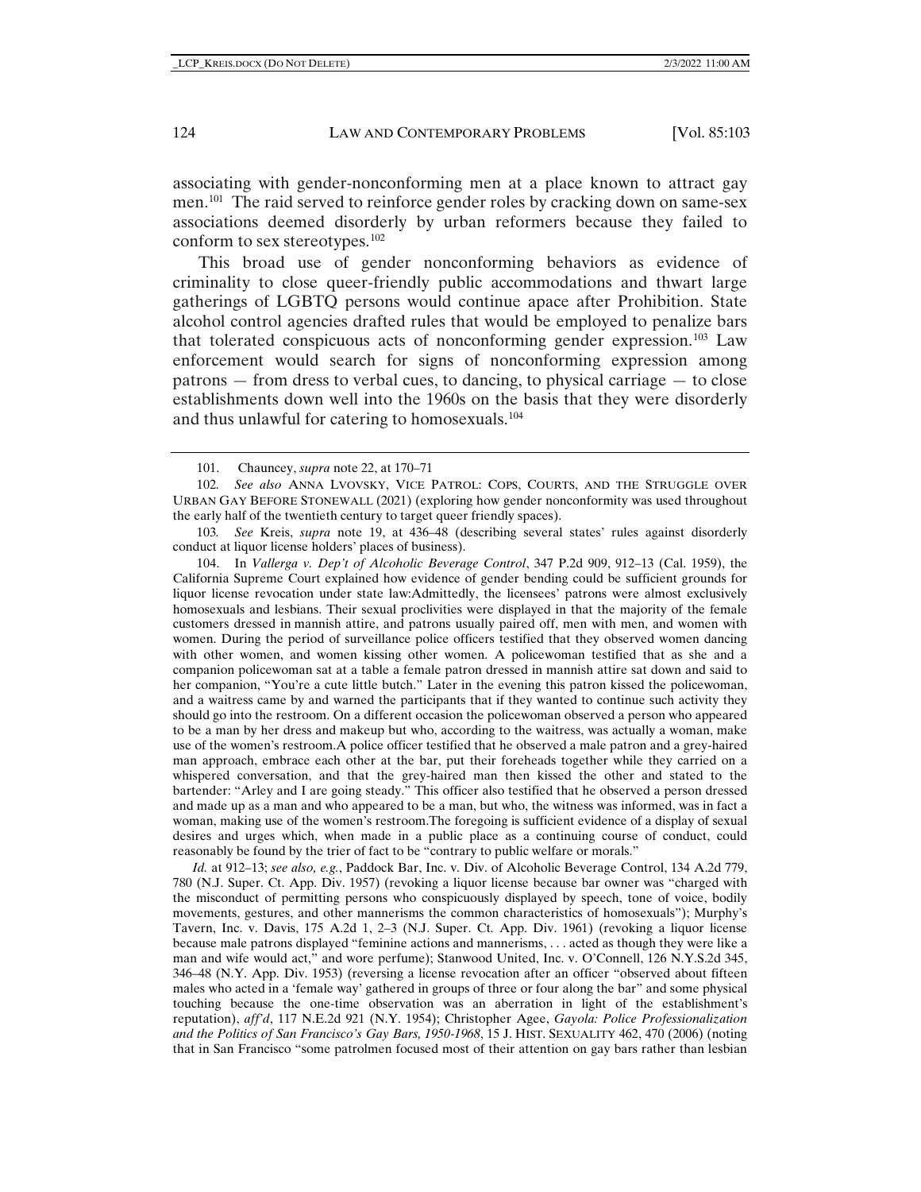associating with gender-nonconforming men at a place known to attract gay men.[101] The raid served to reinforce gender roles by cracking down on same-sex associations deemed disorderly by urban reformers because they failed to conform to sex stereotypes.[102]

This broad use of gender nonconforming behaviors as evidence of criminality to close queer-friendly public accommodations and thwart large gatherings of LGBTQ persons would continue apace after Prohibition. State alcohol control agencies drafted rules that would be employed to penalize bars that tolerated conspicuous acts of nonconforming gender expression.[103] Law enforcement would search for signs of nonconforming expression among patrons — from dress to verbal cues, to dancing, to physical carriage — to close establishments down well into the 1960s on the basis that they were disorderly and thus unlawful for catering to homosexuals.[104]

---

101. Chauncey, *supra* note 22, at 170–71

102. *See also* ANNA LVOVSKY, VICE PATROL: COPS, COURTS, AND THE STRUGGLE OVER URBAN GAY BEFORE STONEWALL (2021) (exploring how gender nonconformity was used throughout the early half of the twentieth century to target queer friendly spaces).

103. *See* Kreis, *supra* note 19, at 436–48 (describing several states' rules against disorderly conduct at liquor license holders' places of business).

104. In *Vallerga v. Dep't of Alcoholic Beverage Control*, 347 P.2d 909, 912–13 (Cal. 1959), the California Supreme Court explained how evidence of gender bending could be sufficient grounds for liquor license revocation under state law:Admittedly, the licensees' patrons were almost exclusively homosexuals and lesbians. Their sexual proclivities were displayed in that the majority of the female customers dressed in mannish attire, and patrons usually paired off, men with men, and women with women. During the period of surveillance police officers testified that they observed women dancing with other women, and women kissing other women. A policewoman testified that as she and a companion policewoman sat at a table a female patron dressed in mannish attire sat down and said to her companion, "You're a cute little butch." Later in the evening this patron kissed the policewoman, and a waitress came by and warned the participants that if they wanted to continue such activity they should go into the restroom. On a different occasion the policewoman observed a person who appeared to be a man by her dress and makeup but who, according to the waitress, was actually a woman, make use of the women's restroom.A police officer testified that he observed a male patron and a grey-haired man approach, embrace each other at the bar, put their foreheads together while they carried on a whispered conversation, and that the grey-haired man then kissed the other and stated to the bartender: "Arley and I are going steady." This officer also testified that he observed a person dressed and made up as a man and who appeared to be a man, but who, the witness was informed, was in fact a woman, making use of the women's restroom.The foregoing is sufficient evidence of a display of sexual desires and urges which, when made in a public place as a continuing course of conduct, could reasonably be found by the trier of fact to be "contrary to public welfare or morals."

*Id.* at 912–13; *see also, e.g.*, Paddock Bar, Inc. v. Div. of Alcoholic Beverage Control, 134 A.2d 779, 780 (N.J. Super. Ct. App. Div. 1957) (revoking a liquor license because bar owner was "charged with the misconduct of permitting persons who conspicuously displayed by speech, tone of voice, bodily movements, gestures, and other mannerisms the common characteristics of homosexuals"); Murphy's Tavern, Inc. v. Davis, 175 A.2d 1, 2–3 (N.J. Super. Ct. App. Div. 1961) (revoking a liquor license because male patrons displayed "feminine actions and mannerisms, . . . acted as though they were like a man and wife would act," and wore perfume); Stanwood United, Inc. v. O'Connell, 126 N.Y.S.2d 345, 346–48 (N.Y. App. Div. 1953) (reversing a license revocation after an officer "observed about fifteen males who acted in a 'female way' gathered in groups of three or four along the bar" and some physical touching because the one-time observation was an aberration in light of the establishment's reputation), *aff'd*, 117 N.E.2d 921 (N.Y. 1954); Christopher Agee, *Gayola: Police Professionalization and the Politics of San Francisco's Gay Bars, 1950-1968*, 15 J. HIST. SEXUALITY 462, 470 (2006) (noting that in San Francisco "some patrolmen focused most of their attention on gay bars rather than lesbian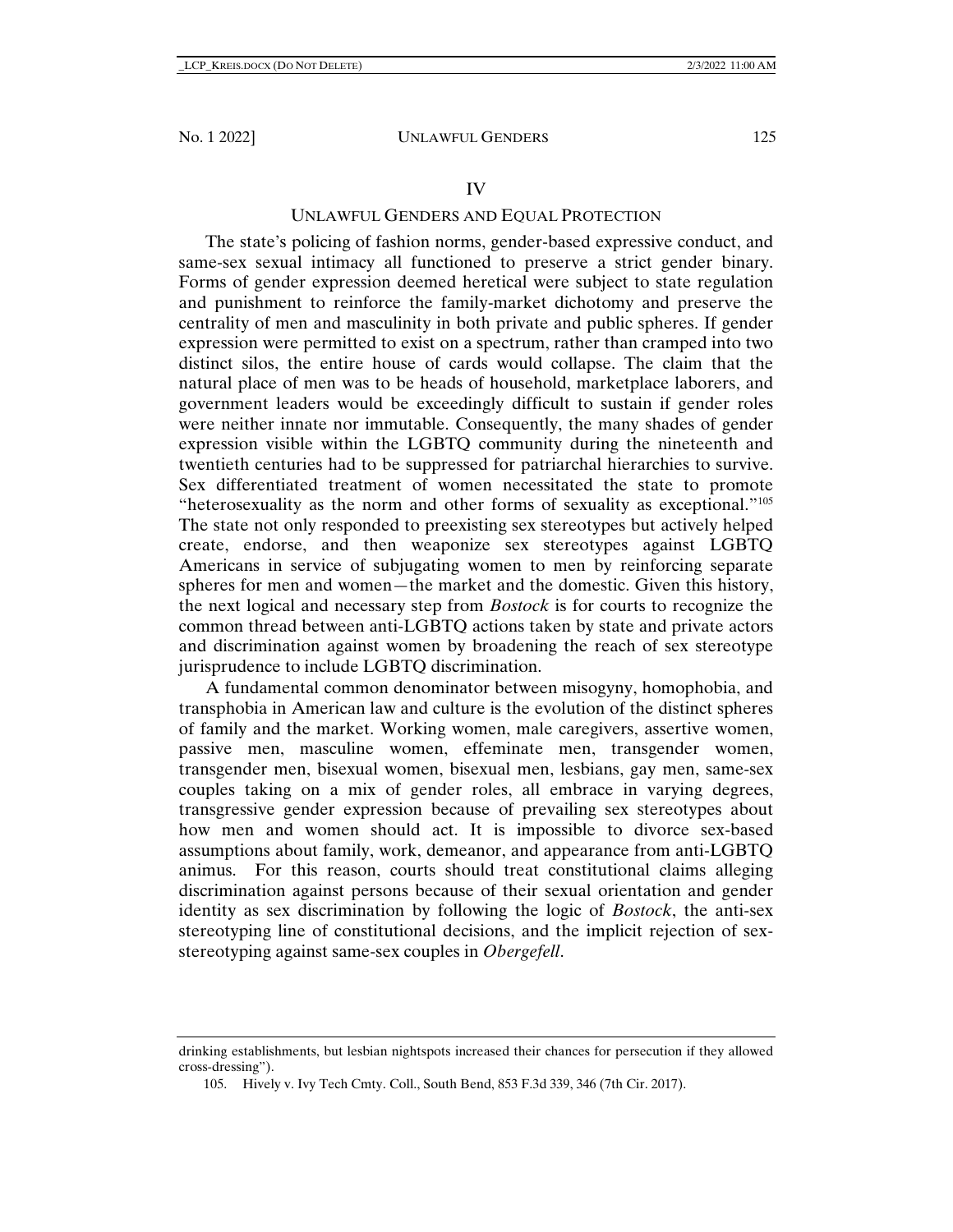## IV

## UNLAWFUL GENDERS AND EQUAL PROTECTION

The state's policing of fashion norms, gender-based expressive conduct, and same-sex sexual intimacy all functioned to preserve a strict gender binary. Forms of gender expression deemed heretical were subject to state regulation and punishment to reinforce the family-market dichotomy and preserve the centrality of men and masculinity in both private and public spheres. If gender expression were permitted to exist on a spectrum, rather than cramped into two distinct silos, the entire house of cards would collapse. The claim that the natural place of men was to be heads of household, marketplace laborers, and government leaders would be exceedingly difficult to sustain if gender roles were neither innate nor immutable. Consequently, the many shades of gender expression visible within the LGBTQ community during the nineteenth and twentieth centuries had to be suppressed for patriarchal hierarchies to survive. Sex differentiated treatment of women necessitated the state to promote "heterosexuality as the norm and other forms of sexuality as exceptional."[105] The state not only responded to preexisting sex stereotypes but actively helped create, endorse, and then weaponize sex stereotypes against LGBTQ Americans in service of subjugating women to men by reinforcing separate spheres for men and women—the market and the domestic. Given this history, the next logical and necessary step from *Bostock* is for courts to recognize the common thread between anti-LGBTQ actions taken by state and private actors and discrimination against women by broadening the reach of sex stereotype jurisprudence to include LGBTQ discrimination.

A fundamental common denominator between misogyny, homophobia, and transphobia in American law and culture is the evolution of the distinct spheres of family and the market. Working women, male caregivers, assertive women, passive men, masculine women, effeminate men, transgender women, transgender men, bisexual women, bisexual men, lesbians, gay men, same-sex couples taking on a mix of gender roles, all embrace in varying degrees, transgressive gender expression because of prevailing sex stereotypes about how men and women should act. It is impossible to divorce sex-based assumptions about family, work, demeanor, and appearance from anti-LGBTQ animus. For this reason, courts should treat constitutional claims alleging discrimination against persons because of their sexual orientation and gender identity as sex discrimination by following the logic of *Bostock*, the anti-sex stereotyping line of constitutional decisions, and the implicit rejection of sex-stereotyping against same-sex couples in *Obergefell*.

---

drinking establishments, but lesbian nightspots increased their chances for persecution if they allowed cross-dressing").

105. Hively v. Ivy Tech Cmty. Coll., South Bend, 853 F.3d 339, 346 (7th Cir. 2017).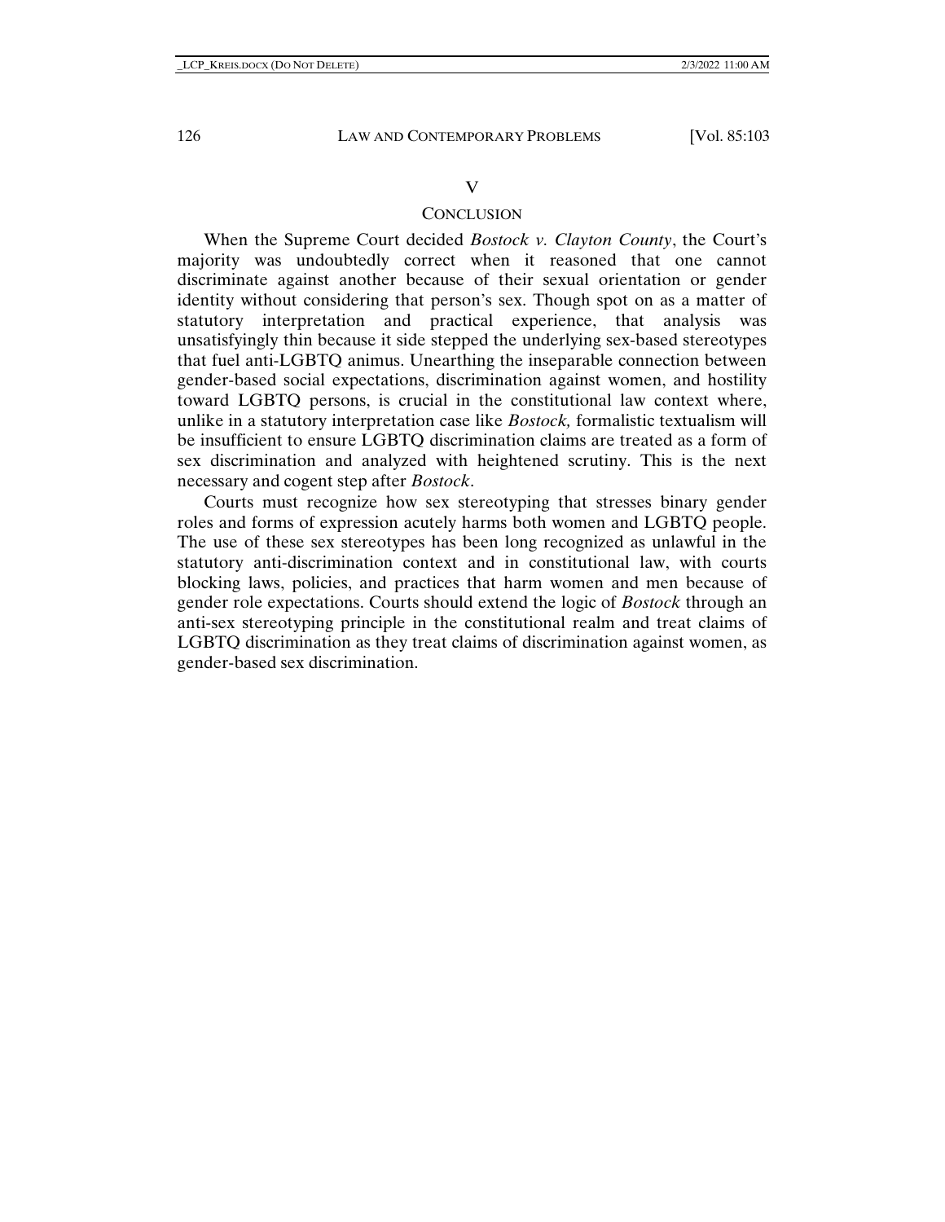## V

## CONCLUSION

When the Supreme Court decided *Bostock v. Clayton County*, the Court's majority was undoubtedly correct when it reasoned that one cannot discriminate against another because of their sexual orientation or gender identity without considering that person's sex. Though spot on as a matter of statutory interpretation and practical experience, that analysis was unsatisfyingly thin because it side stepped the underlying sex-based stereotypes that fuel anti-LGBTQ animus. Unearthing the inseparable connection between gender-based social expectations, discrimination against women, and hostility toward LGBTQ persons, is crucial in the constitutional law context where, unlike in a statutory interpretation case like *Bostock,* formalistic textualism will be insufficient to ensure LGBTQ discrimination claims are treated as a form of sex discrimination and analyzed with heightened scrutiny. This is the next necessary and cogent step after *Bostock*.

Courts must recognize how sex stereotyping that stresses binary gender roles and forms of expression acutely harms both women and LGBTQ people. The use of these sex stereotypes has been long recognized as unlawful in the statutory anti-discrimination context and in constitutional law, with courts blocking laws, policies, and practices that harm women and men because of gender role expectations. Courts should extend the logic of *Bostock* through an anti-sex stereotyping principle in the constitutional realm and treat claims of LGBTQ discrimination as they treat claims of discrimination against women, as gender-based sex discrimination.